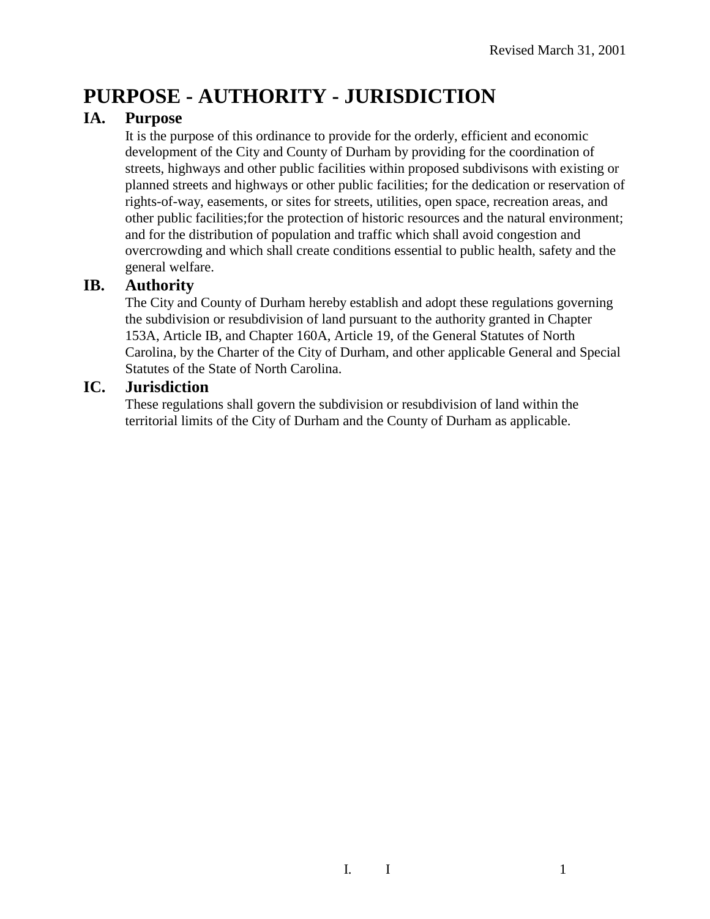# PURPOSE - AUTHORITY - JURISDICTION

## IA. Purpose

It is the purpose of this ordinance to provide for the orderly, efficient and economic development of the City and County of Durham by providing for the coordination of streets, highways and other public facilities within proposed subdivisons with existing or planned streets and highways or other public facilities; for the dedication or reservation of rights-of-way, easements, or sites for streets, utilities, open space, recreation areas, and other public facilities;for the protection of historic resources and the natural environment; and for the distribution of population and traffic which shall avoid congestion and overcrowding and which shall create conditions essential to public health, safety and the general welfare.

## IB. Authority

The City and County of Durham hereby establish and adopt these regulations governing the subdivision or resubdivision of land pursuant to the authority granted in Chapter 153A, Article IB, and Chapter 160A, Article 19, of the General Statutes of North Carolina, by the Charter of the City of Durham, and other applicable General and Special Statutes of the State of North Carolina.

## IC. Jurisdiction

These regulations shall govern the subdivision or resubdivision of land within the territorial limits of the City of Durham and the County of Durham as applicable.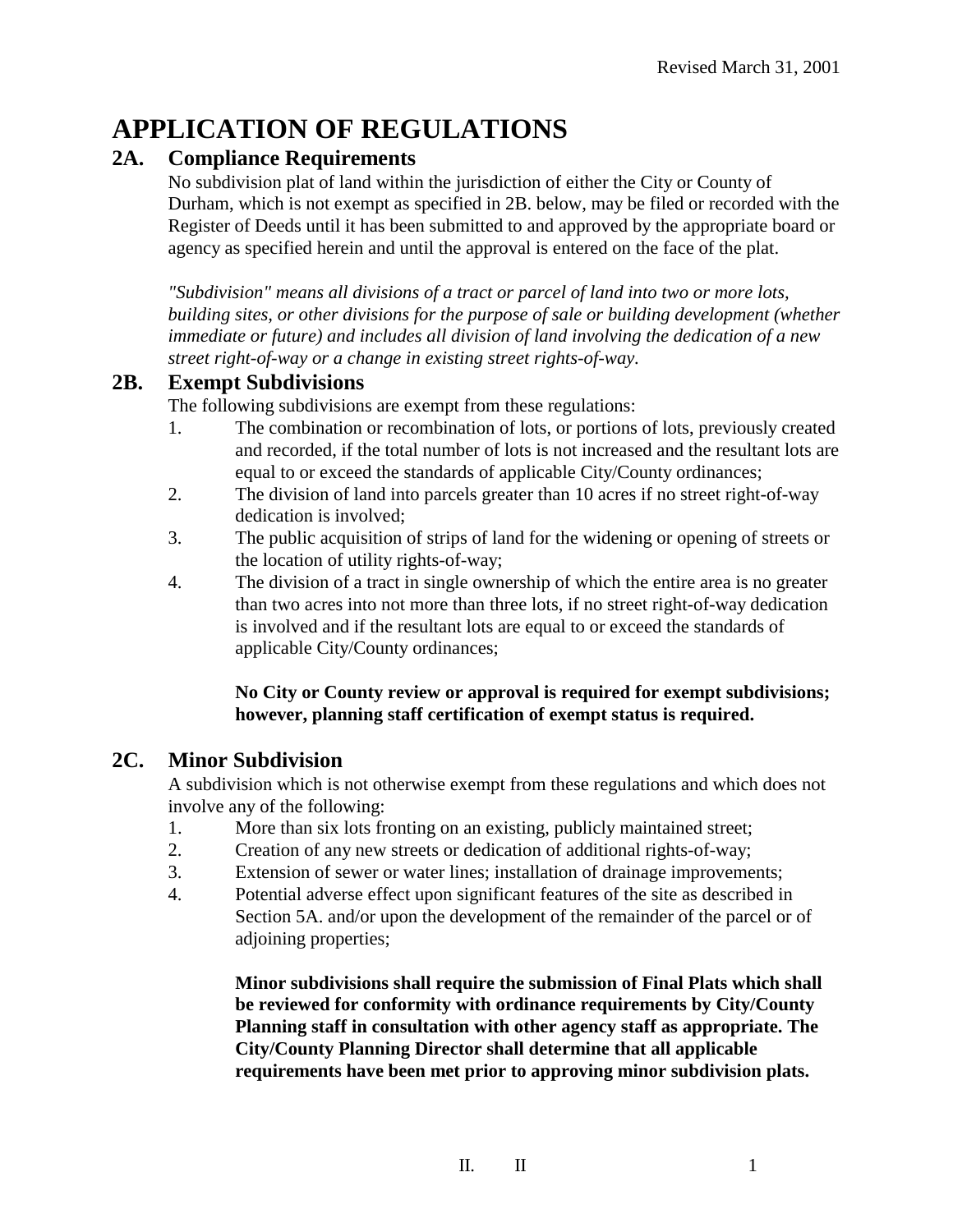# APPLICATION OF REGULATIONS

## 2A. Compliance Requirements

No subdivision plat of land within the jurisdiction of either the City or County of Durham, which is not exempt as specified in 2B. below, may be filed or recorded with the Register of Deeds until it has been submitted to and approved by the appropriate board or agency as specified herein and until the approval is entered on the face of the plat.

*"Subdivision" means all divisions of a tract or parcel of land into two or more lots, building sites, or other divisions for the purpose of sale or building development (whether immediate or future) and includes all division of land involving the dedication of a new street right-of-way or a change in existing street rights-of-way.*

## 2B. Exempt Subdivisions

The following subdivisions are exempt from these regulations:

1. The combination or recombination of lots, or portions of lots, previously created and recorded, if the total number of lots is not increased and the resultant lots are equal to or exceed the standards of applicable City/County ordinances;
2. The division of land into parcels greater than 10 acres if no street right-of-way dedication is involved;
3. The public acquisition of strips of land for the widening or opening of streets or the location of utility rights-of-way;
4. The division of a tract in single ownership of which the entire area is no greater than two acres into not more than three lots, if no street right-of-way dedication is involved and if the resultant lots are equal to or exceed the standards of applicable City/County ordinances;

**No City or County review or approval is required for exempt subdivisions; however, planning staff certification of exempt status is required.**

## 2C. Minor Subdivision

A subdivision which is not otherwise exempt from these regulations and which does not involve any of the following:

1. More than six lots fronting on an existing, publicly maintained street;
2. Creation of any new streets or dedication of additional rights-of-way;
3. Extension of sewer or water lines; installation of drainage improvements;
4. Potential adverse effect upon significant features of the site as described in Section 5A. and/or upon the development of the remainder of the parcel or of adjoining properties;

**Minor subdivisions shall require the submission of Final Plats which shall be reviewed for conformity with ordinance requirements by City/County Planning staff in consultation with other agency staff as appropriate. The City/County Planning Director shall determine that all applicable requirements have been met prior to approving minor subdivision plats.**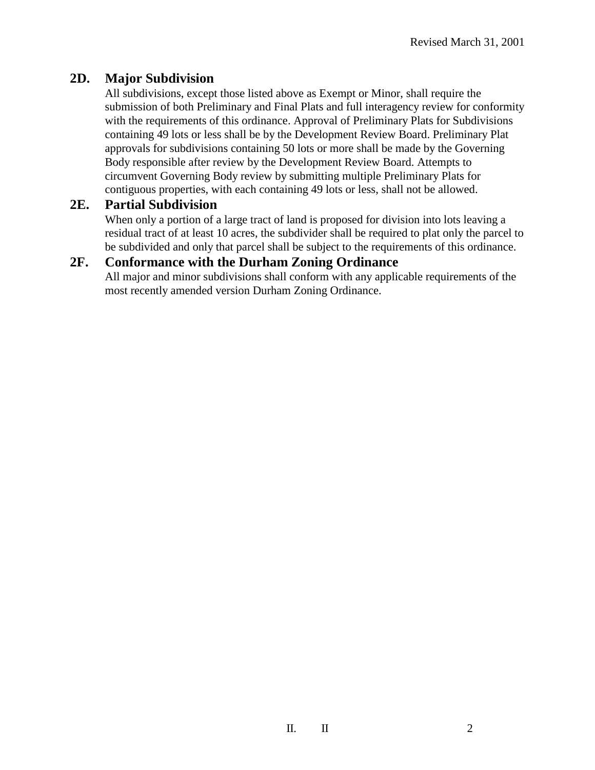## 2D. Major Subdivision

All subdivisions, except those listed above as Exempt or Minor, shall require the submission of both Preliminary and Final Plats and full interagency review for conformity with the requirements of this ordinance. Approval of Preliminary Plats for Subdivisions containing 49 lots or less shall be by the Development Review Board. Preliminary Plat approvals for subdivisions containing 50 lots or more shall be made by the Governing Body responsible after review by the Development Review Board. Attempts to circumvent Governing Body review by submitting multiple Preliminary Plats for contiguous properties, with each containing 49 lots or less, shall not be allowed.

## 2E. Partial Subdivision

When only a portion of a large tract of land is proposed for division into lots leaving a residual tract of at least 10 acres, the subdivider shall be required to plat only the parcel to be subdivided and only that parcel shall be subject to the requirements of this ordinance.

## 2F. Conformance with the Durham Zoning Ordinance

All major and minor subdivisions shall conform with any applicable requirements of the most recently amended version Durham Zoning Ordinance.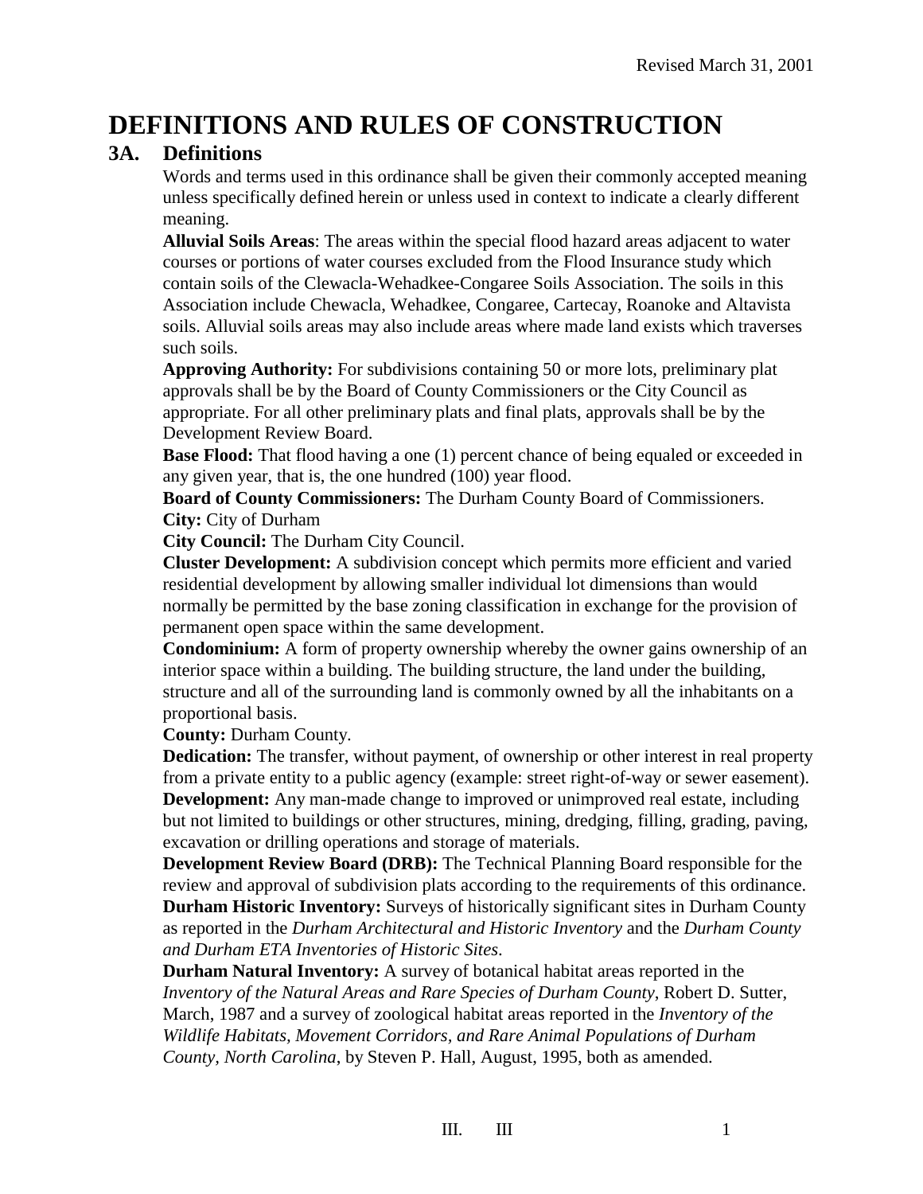# DEFINITIONS AND RULES OF CONSTRUCTION

## 3A. Definitions

Words and terms used in this ordinance shall be given their commonly accepted meaning unless specifically defined herein or unless used in context to indicate a clearly different meaning.

**Alluvial Soils Areas**: The areas within the special flood hazard areas adjacent to water courses or portions of water courses excluded from the Flood Insurance study which contain soils of the Clewacla-Wehadkee-Congaree Soils Association. The soils in this Association include Chewacla, Wehadkee, Congaree, Cartecay, Roanoke and Altavista soils. Alluvial soils areas may also include areas where made land exists which traverses such soils.

**Approving Authority:** For subdivisions containing 50 or more lots, preliminary plat approvals shall be by the Board of County Commissioners or the City Council as appropriate. For all other preliminary plats and final plats, approvals shall be by the Development Review Board.

**Base Flood:** That flood having a one (1) percent chance of being equaled or exceeded in any given year, that is, the one hundred (100) year flood.

**Board of County Commissioners:** The Durham County Board of Commissioners.

**City:** City of Durham

**City Council:** The Durham City Council.

**Cluster Development:** A subdivision concept which permits more efficient and varied residential development by allowing smaller individual lot dimensions than would normally be permitted by the base zoning classification in exchange for the provision of permanent open space within the same development.

**Condominium:** A form of property ownership whereby the owner gains ownership of an interior space within a building. The building structure, the land under the building, structure and all of the surrounding land is commonly owned by all the inhabitants on a proportional basis.

**County:** Durham County.

**Dedication:** The transfer, without payment, of ownership or other interest in real property from a private entity to a public agency (example: street right-of-way or sewer easement).

**Development:** Any man-made change to improved or unimproved real estate, including but not limited to buildings or other structures, mining, dredging, filling, grading, paving, excavation or drilling operations and storage of materials.

**Development Review Board (DRB):** The Technical Planning Board responsible for the review and approval of subdivision plats according to the requirements of this ordinance.

**Durham Historic Inventory:** Surveys of historically significant sites in Durham County as reported in the *Durham Architectural and Historic Inventory* and the *Durham County and Durham ETA Inventories of Historic Sites*.

**Durham Natural Inventory:** A survey of botanical habitat areas reported in the *Inventory of the Natural Areas and Rare Species of Durham County*, Robert D. Sutter, March, 1987 and a survey of zoological habitat areas reported in the *Inventory of the Wildlife Habitats, Movement Corridors, and Rare Animal Populations of Durham County, North Carolina*, by Steven P. Hall, August, 1995, both as amended.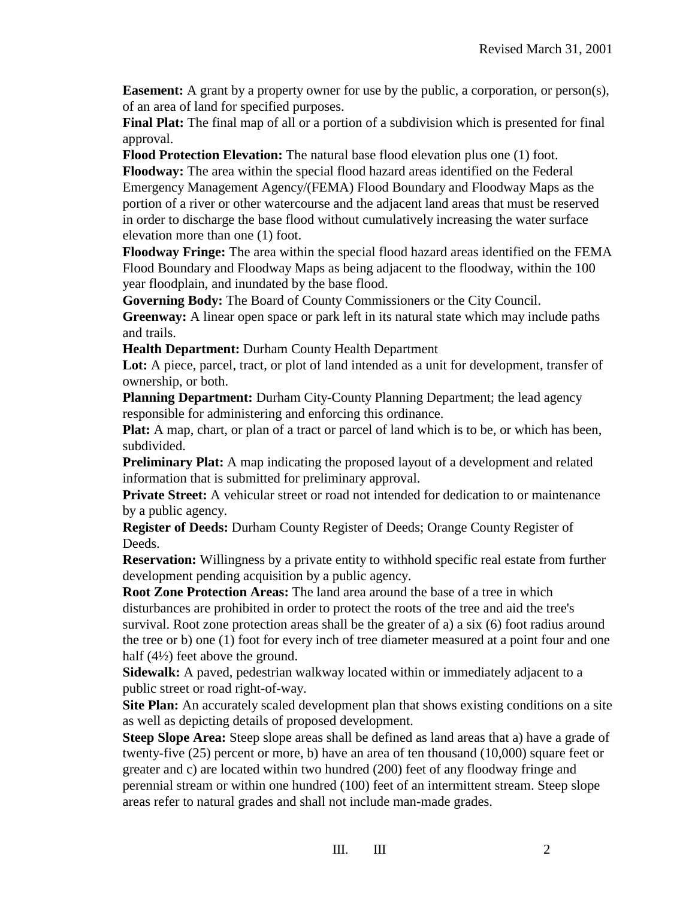**Easement:** A grant by a property owner for use by the public, a corporation, or person(s), of an area of land for specified purposes.

**Final Plat:** The final map of all or a portion of a subdivision which is presented for final approval.

**Flood Protection Elevation:** The natural base flood elevation plus one (1) foot.

**Floodway:** The area within the special flood hazard areas identified on the Federal Emergency Management Agency/(FEMA) Flood Boundary and Floodway Maps as the portion of a river or other watercourse and the adjacent land areas that must be reserved in order to discharge the base flood without cumulatively increasing the water surface elevation more than one (1) foot.

**Floodway Fringe:** The area within the special flood hazard areas identified on the FEMA Flood Boundary and Floodway Maps as being adjacent to the floodway, within the 100 year floodplain, and inundated by the base flood.

**Governing Body:** The Board of County Commissioners or the City Council.

**Greenway:** A linear open space or park left in its natural state which may include paths and trails.

**Health Department:** Durham County Health Department

**Lot:** A piece, parcel, tract, or plot of land intended as a unit for development, transfer of ownership, or both.

**Planning Department:** Durham City-County Planning Department; the lead agency responsible for administering and enforcing this ordinance.

**Plat:** A map, chart, or plan of a tract or parcel of land which is to be, or which has been, subdivided.

**Preliminary Plat:** A map indicating the proposed layout of a development and related information that is submitted for preliminary approval.

**Private Street:** A vehicular street or road not intended for dedication to or maintenance by a public agency.

**Register of Deeds:** Durham County Register of Deeds; Orange County Register of Deeds.

**Reservation:** Willingness by a private entity to withhold specific real estate from further development pending acquisition by a public agency.

**Root Zone Protection Areas:** The land area around the base of a tree in which disturbances are prohibited in order to protect the roots of the tree and aid the tree's survival. Root zone protection areas shall be the greater of a) a six (6) foot radius around the tree or b) one (1) foot for every inch of tree diameter measured at a point four and one half (4½) feet above the ground.

**Sidewalk:** A paved, pedestrian walkway located within or immediately adjacent to a public street or road right-of-way.

**Site Plan:** An accurately scaled development plan that shows existing conditions on a site as well as depicting details of proposed development.

**Steep Slope Area:** Steep slope areas shall be defined as land areas that a) have a grade of twenty-five (25) percent or more, b) have an area of ten thousand (10,000) square feet or greater and c) are located within two hundred (200) feet of any floodway fringe and perennial stream or within one hundred (100) feet of an intermittent stream. Steep slope areas refer to natural grades and shall not include man-made grades.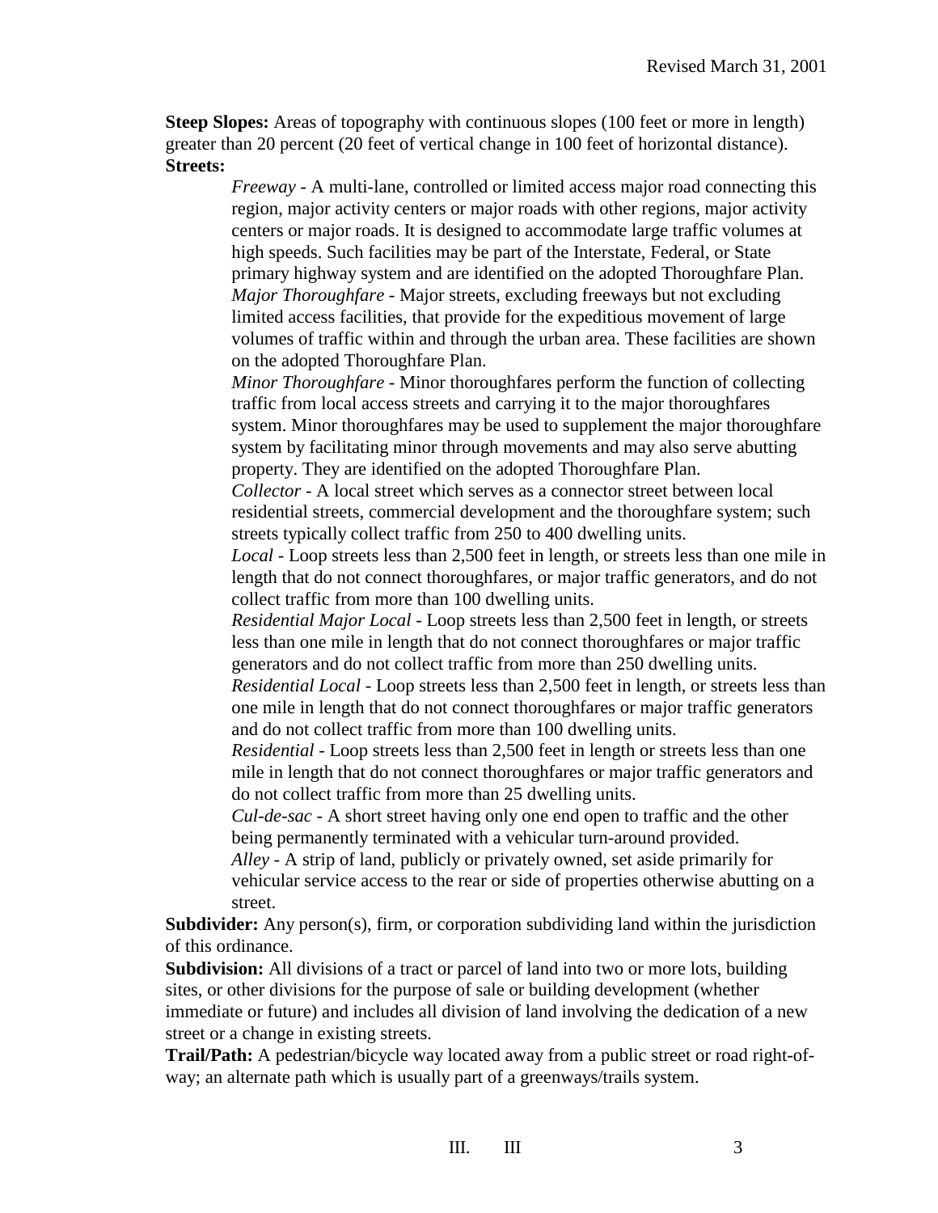**Steep Slopes:** Areas of topography with continuous slopes (100 feet or more in length) greater than 20 percent (20 feet of vertical change in 100 feet of horizontal distance).

**Streets:**

*Freeway* - A multi-lane, controlled or limited access major road connecting this region, major activity centers or major roads with other regions, major activity centers or major roads. It is designed to accommodate large traffic volumes at high speeds. Such facilities may be part of the Interstate, Federal, or State primary highway system and are identified on the adopted Thoroughfare Plan.

*Major Thoroughfare* - Major streets, excluding freeways but not excluding limited access facilities, that provide for the expeditious movement of large volumes of traffic within and through the urban area. These facilities are shown on the adopted Thoroughfare Plan.

*Minor Thoroughfare* - Minor thoroughfares perform the function of collecting traffic from local access streets and carrying it to the major thoroughfares system. Minor thoroughfares may be used to supplement the major thoroughfare system by facilitating minor through movements and may also serve abutting property. They are identified on the adopted Thoroughfare Plan.

*Collector* - A local street which serves as a connector street between local residential streets, commercial development and the thoroughfare system; such streets typically collect traffic from 250 to 400 dwelling units.

*Local* - Loop streets less than 2,500 feet in length, or streets less than one mile in length that do not connect thoroughfares, or major traffic generators, and do not collect traffic from more than 100 dwelling units.

*Residential Major Local* - Loop streets less than 2,500 feet in length, or streets less than one mile in length that do not connect thoroughfares or major traffic generators and do not collect traffic from more than 250 dwelling units.

*Residential Local* - Loop streets less than 2,500 feet in length, or streets less than one mile in length that do not connect thoroughfares or major traffic generators and do not collect traffic from more than 100 dwelling units.

*Residential* - Loop streets less than 2,500 feet in length or streets less than one mile in length that do not connect thoroughfares or major traffic generators and do not collect traffic from more than 25 dwelling units.

*Cul-de-sac* - A short street having only one end open to traffic and the other being permanently terminated with a vehicular turn-around provided.

*Alley* - A strip of land, publicly or privately owned, set aside primarily for vehicular service access to the rear or side of properties otherwise abutting on a street.

**Subdivider:** Any person(s), firm, or corporation subdividing land within the jurisdiction of this ordinance.

**Subdivision:** All divisions of a tract or parcel of land into two or more lots, building sites, or other divisions for the purpose of sale or building development (whether immediate or future) and includes all division of land involving the dedication of a new street or a change in existing streets.

**Trail/Path:** A pedestrian/bicycle way located away from a public street or road right-of-way; an alternate path which is usually part of a greenways/trails system.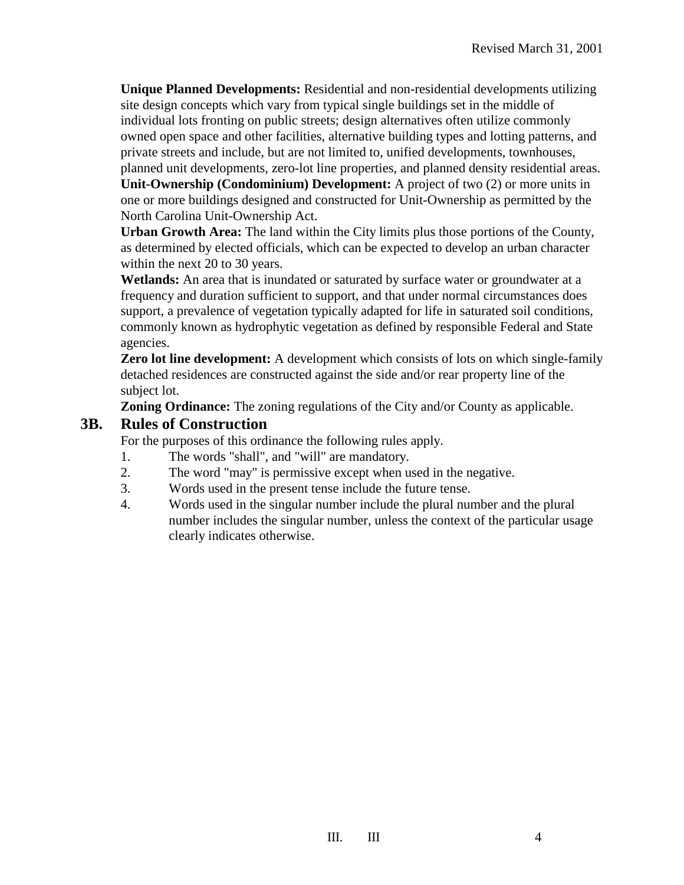**Unique Planned Developments:** Residential and non-residential developments utilizing site design concepts which vary from typical single buildings set in the middle of individual lots fronting on public streets; design alternatives often utilize commonly owned open space and other facilities, alternative building types and lotting patterns, and private streets and include, but are not limited to, unified developments, townhouses, planned unit developments, zero-lot line properties, and planned density residential areas.

**Unit-Ownership (Condominium) Development:** A project of two (2) or more units in one or more buildings designed and constructed for Unit-Ownership as permitted by the North Carolina Unit-Ownership Act.

**Urban Growth Area:** The land within the City limits plus those portions of the County, as determined by elected officials, which can be expected to develop an urban character within the next 20 to 30 years.

**Wetlands:** An area that is inundated or saturated by surface water or groundwater at a frequency and duration sufficient to support, and that under normal circumstances does support, a prevalence of vegetation typically adapted for life in saturated soil conditions, commonly known as hydrophytic vegetation as defined by responsible Federal and State agencies.

**Zero lot line development:** A development which consists of lots on which single-family detached residences are constructed against the side and/or rear property line of the subject lot.

**Zoning Ordinance:** The zoning regulations of the City and/or County as applicable.

## 3B. Rules of Construction

For the purposes of this ordinance the following rules apply.

1. The words "shall", and "will" are mandatory.
2. The word "may" is permissive except when used in the negative.
3. Words used in the present tense include the future tense.
4. Words used in the singular number include the plural number and the plural number includes the singular number, unless the context of the particular usage clearly indicates otherwise.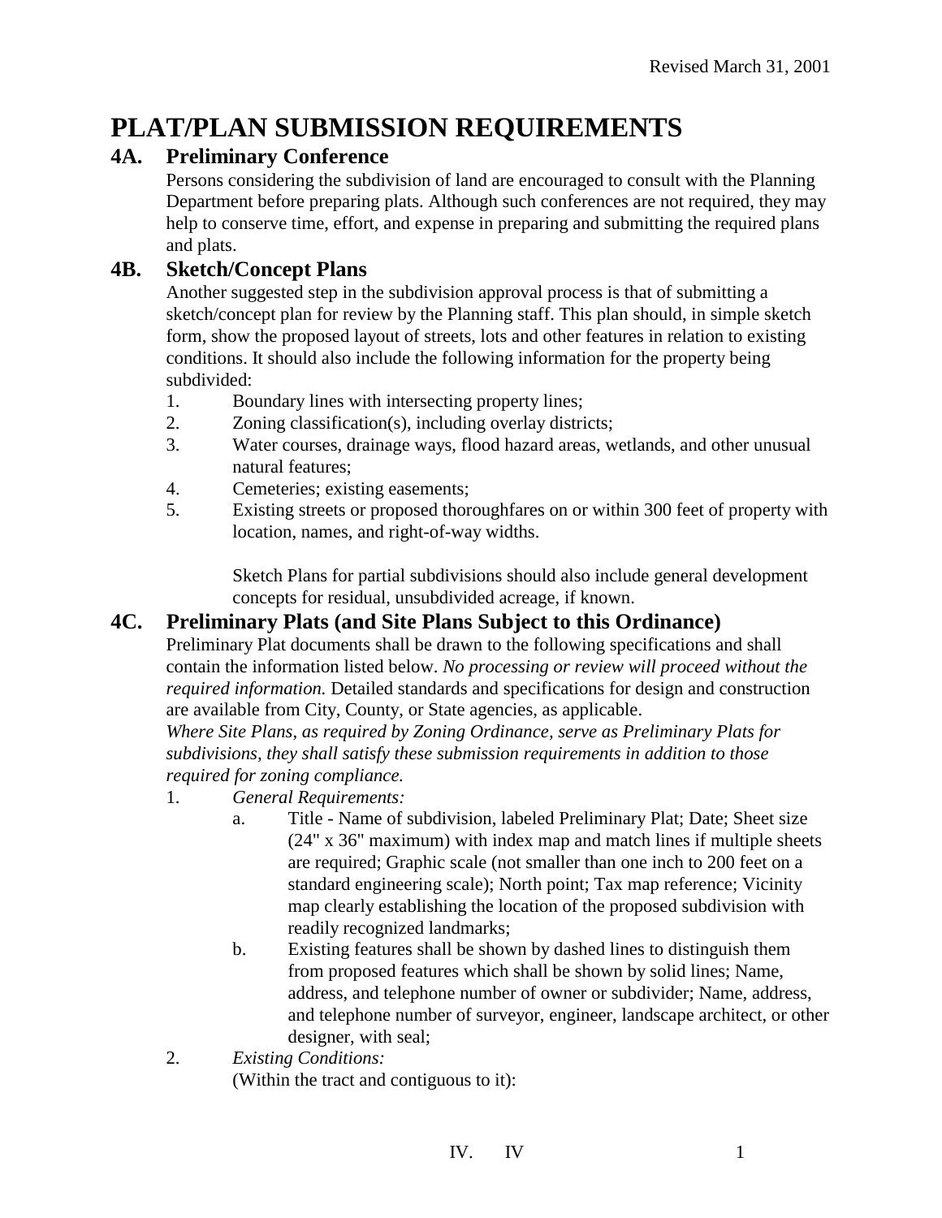# PLAT/PLAN SUBMISSION REQUIREMENTS

## 4A. Preliminary Conference

Persons considering the subdivision of land are encouraged to consult with the Planning Department before preparing plats. Although such conferences are not required, they may help to conserve time, effort, and expense in preparing and submitting the required plans and plats.

## 4B. Sketch/Concept Plans

Another suggested step in the subdivision approval process is that of submitting a sketch/concept plan for review by the Planning staff. This plan should, in simple sketch form, show the proposed layout of streets, lots and other features in relation to existing conditions. It should also include the following information for the property being subdivided:

1. Boundary lines with intersecting property lines;
2. Zoning classification(s), including overlay districts;
3. Water courses, drainage ways, flood hazard areas, wetlands, and other unusual natural features;
4. Cemeteries; existing easements;
5. Existing streets or proposed thoroughfares on or within 300 feet of property with location, names, and right-of-way widths.

   Sketch Plans for partial subdivisions should also include general development concepts for residual, unsubdivided acreage, if known.

## 4C. Preliminary Plats (and Site Plans Subject to this Ordinance)

Preliminary Plat documents shall be drawn to the following specifications and shall contain the information listed below. *No processing or review will proceed without the required information.* Detailed standards and specifications for design and construction are available from City, County, or State agencies, as applicable.

*Where Site Plans, as required by Zoning Ordinance, serve as Preliminary Plats for subdivisions, they shall satisfy these submission requirements in addition to those required for zoning compliance.*

1. *General Requirements:*
   a. Title - Name of subdivision, labeled Preliminary Plat; Date; Sheet size (24" x 36" maximum) with index map and match lines if multiple sheets are required; Graphic scale (not smaller than one inch to 200 feet on a standard engineering scale); North point; Tax map reference; Vicinity map clearly establishing the location of the proposed subdivision with readily recognized landmarks;
   b. Existing features shall be shown by dashed lines to distinguish them from proposed features which shall be shown by solid lines; Name, address, and telephone number of owner or subdivider; Name, address, and telephone number of surveyor, engineer, landscape architect, or other designer, with seal;
2. *Existing Conditions:*
   (Within the tract and contiguous to it):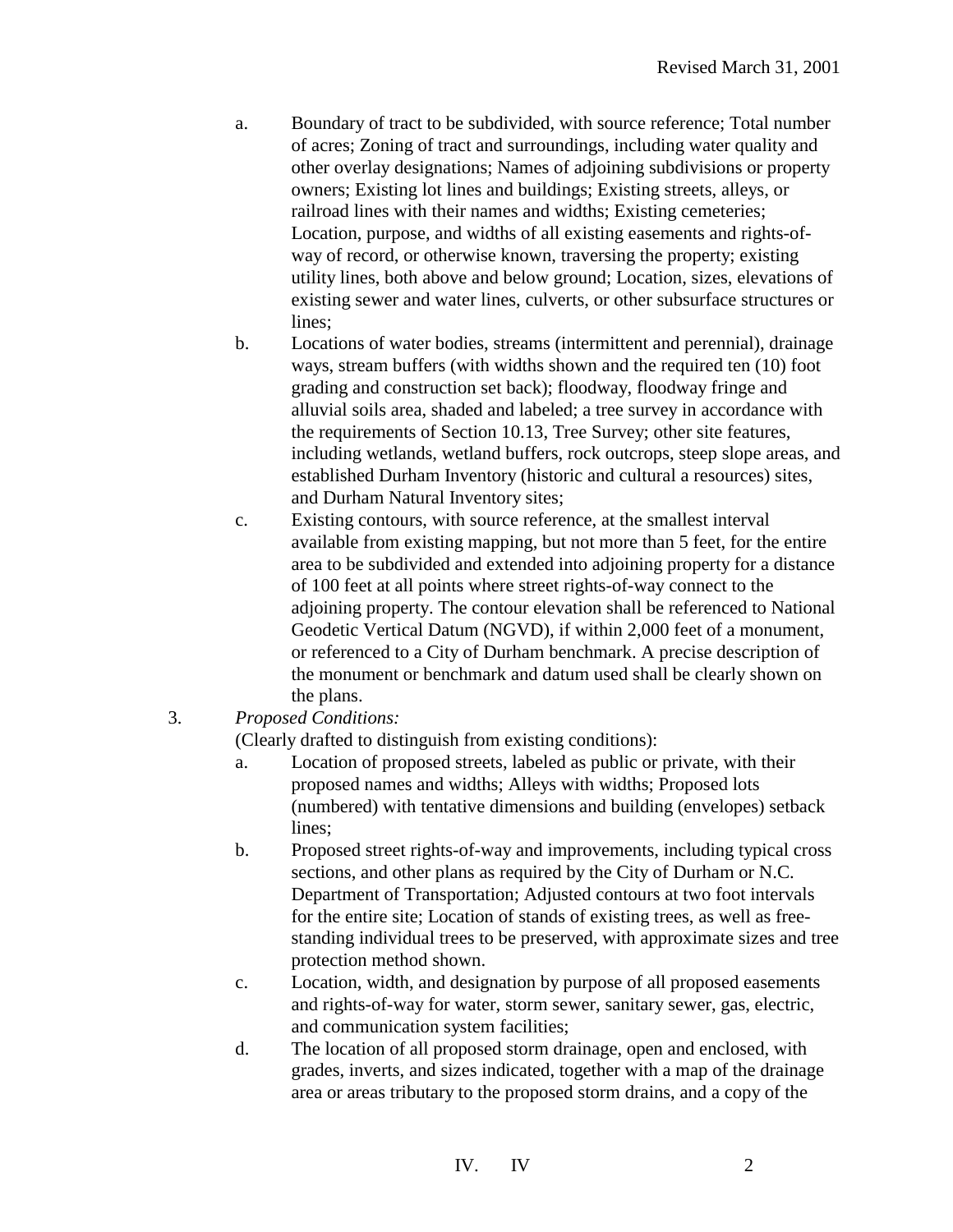a. Boundary of tract to be subdivided, with source reference; Total number of acres; Zoning of tract and surroundings, including water quality and other overlay designations; Names of adjoining subdivisions or property owners; Existing lot lines and buildings; Existing streets, alleys, or railroad lines with their names and widths; Existing cemeteries; Location, purpose, and widths of all existing easements and rights-of-way of record, or otherwise known, traversing the property; existing utility lines, both above and below ground; Location, sizes, elevations of existing sewer and water lines, culverts, or other subsurface structures or lines;

b. Locations of water bodies, streams (intermittent and perennial), drainage ways, stream buffers (with widths shown and the required ten (10) foot grading and construction set back); floodway, floodway fringe and alluvial soils area, shaded and labeled; a tree survey in accordance with the requirements of Section 10.13, Tree Survey; other site features, including wetlands, wetland buffers, rock outcrops, steep slope areas, and established Durham Inventory (historic and cultural a resources) sites, and Durham Natural Inventory sites;

c. Existing contours, with source reference, at the smallest interval available from existing mapping, but not more than 5 feet, for the entire area to be subdivided and extended into adjoining property for a distance of 100 feet at all points where street rights-of-way connect to the adjoining property. The contour elevation shall be referenced to National Geodetic Vertical Datum (NGVD), if within 2,000 feet of a monument, or referenced to a City of Durham benchmark. A precise description of the monument or benchmark and datum used shall be clearly shown on the plans.

3. *Proposed Conditions:*

(Clearly drafted to distinguish from existing conditions):

a. Location of proposed streets, labeled as public or private, with their proposed names and widths; Alleys with widths; Proposed lots (numbered) with tentative dimensions and building (envelopes) setback lines;

b. Proposed street rights-of-way and improvements, including typical cross sections, and other plans as required by the City of Durham or N.C. Department of Transportation; Adjusted contours at two foot intervals for the entire site; Location of stands of existing trees, as well as free-standing individual trees to be preserved, with approximate sizes and tree protection method shown.

c. Location, width, and designation by purpose of all proposed easements and rights-of-way for water, storm sewer, sanitary sewer, gas, electric, and communication system facilities;

d. The location of all proposed storm drainage, open and enclosed, with grades, inverts, and sizes indicated, together with a map of the drainage area or areas tributary to the proposed storm drains, and a copy of the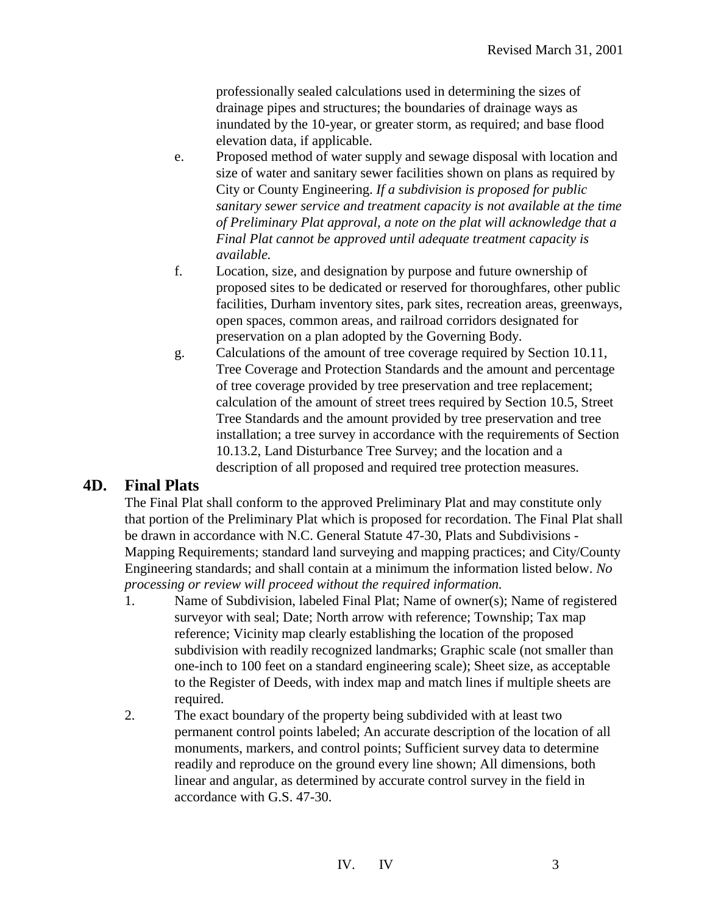professionally sealed calculations used in determining the sizes of drainage pipes and structures; the boundaries of drainage ways as inundated by the 10-year, or greater storm, as required; and base flood elevation data, if applicable.

e. Proposed method of water supply and sewage disposal with location and size of water and sanitary sewer facilities shown on plans as required by City or County Engineering. *If a subdivision is proposed for public sanitary sewer service and treatment capacity is not available at the time of Preliminary Plat approval, a note on the plat will acknowledge that a Final Plat cannot be approved until adequate treatment capacity is available.*

f. Location, size, and designation by purpose and future ownership of proposed sites to be dedicated or reserved for thoroughfares, other public facilities, Durham inventory sites, park sites, recreation areas, greenways, open spaces, common areas, and railroad corridors designated for preservation on a plan adopted by the Governing Body.

g. Calculations of the amount of tree coverage required by Section 10.11, Tree Coverage and Protection Standards and the amount and percentage of tree coverage provided by tree preservation and tree replacement; calculation of the amount of street trees required by Section 10.5, Street Tree Standards and the amount provided by tree preservation and tree installation; a tree survey in accordance with the requirements of Section 10.13.2, Land Disturbance Tree Survey; and the location and a description of all proposed and required tree protection measures.

## 4D. Final Plats

The Final Plat shall conform to the approved Preliminary Plat and may constitute only that portion of the Preliminary Plat which is proposed for recordation. The Final Plat shall be drawn in accordance with N.C. General Statute 47-30, Plats and Subdivisions - Mapping Requirements; standard land surveying and mapping practices; and City/County Engineering standards; and shall contain at a minimum the information listed below. *No processing or review will proceed without the required information.*

1. Name of Subdivision, labeled Final Plat; Name of owner(s); Name of registered surveyor with seal; Date; North arrow with reference; Township; Tax map reference; Vicinity map clearly establishing the location of the proposed subdivision with readily recognized landmarks; Graphic scale (not smaller than one-inch to 100 feet on a standard engineering scale); Sheet size, as acceptable to the Register of Deeds, with index map and match lines if multiple sheets are required.

2. The exact boundary of the property being subdivided with at least two permanent control points labeled; An accurate description of the location of all monuments, markers, and control points; Sufficient survey data to determine readily and reproduce on the ground every line shown; All dimensions, both linear and angular, as determined by accurate control survey in the field in accordance with G.S. 47-30.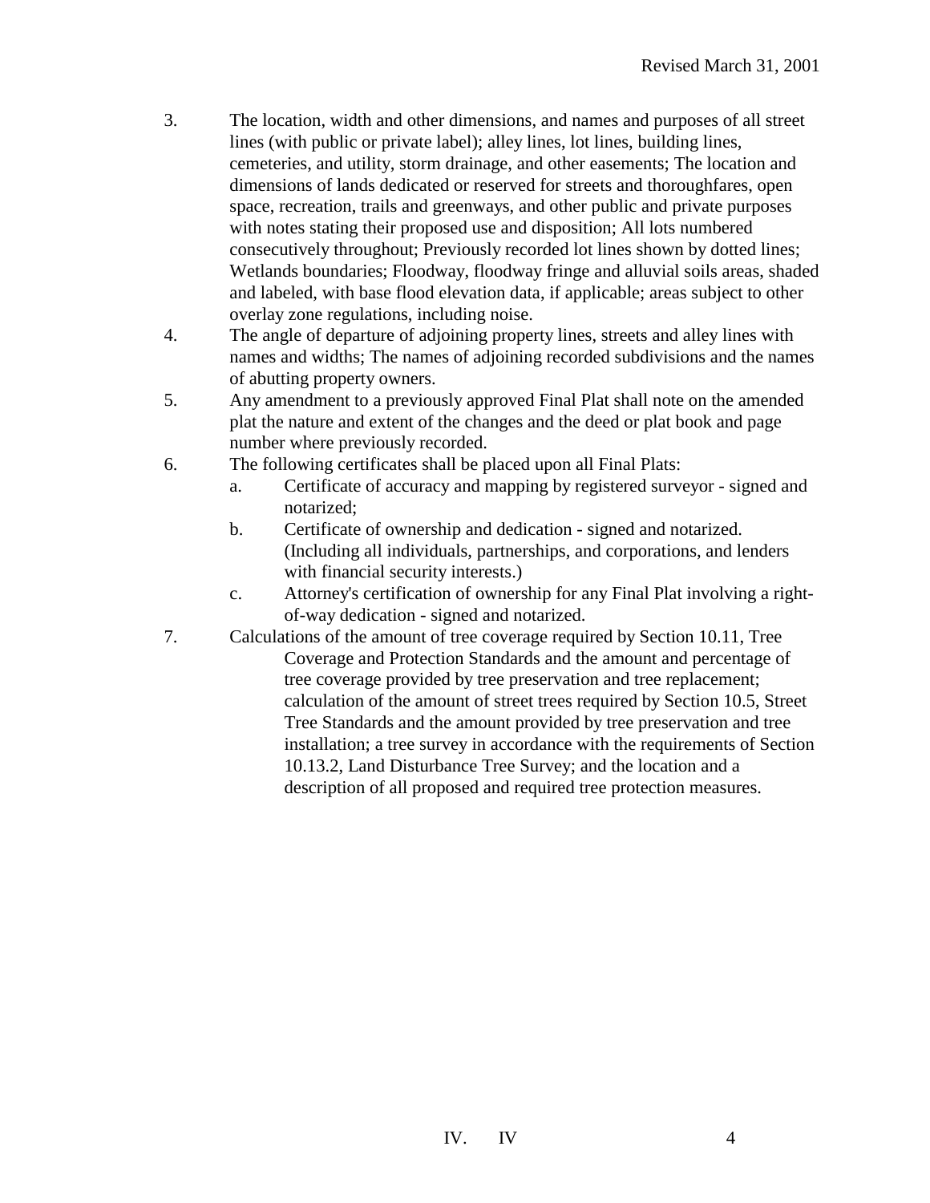3. The location, width and other dimensions, and names and purposes of all street lines (with public or private label); alley lines, lot lines, building lines, cemeteries, and utility, storm drainage, and other easements; The location and dimensions of lands dedicated or reserved for streets and thoroughfares, open space, recreation, trails and greenways, and other public and private purposes with notes stating their proposed use and disposition; All lots numbered consecutively throughout; Previously recorded lot lines shown by dotted lines; Wetlands boundaries; Floodway, floodway fringe and alluvial soils areas, shaded and labeled, with base flood elevation data, if applicable; areas subject to other overlay zone regulations, including noise.
4. The angle of departure of adjoining property lines, streets and alley lines with names and widths; The names of adjoining recorded subdivisions and the names of abutting property owners.
5. Any amendment to a previously approved Final Plat shall note on the amended plat the nature and extent of the changes and the deed or plat book and page number where previously recorded.
6. The following certificates shall be placed upon all Final Plats:
   a. Certificate of accuracy and mapping by registered surveyor - signed and notarized;
   b. Certificate of ownership and dedication - signed and notarized. (Including all individuals, partnerships, and corporations, and lenders with financial security interests.)
   c. Attorney's certification of ownership for any Final Plat involving a right-of-way dedication - signed and notarized.
7. Calculations of the amount of tree coverage required by Section 10.11, Tree Coverage and Protection Standards and the amount and percentage of tree coverage provided by tree preservation and tree replacement; calculation of the amount of street trees required by Section 10.5, Street Tree Standards and the amount provided by tree preservation and tree installation; a tree survey in accordance with the requirements of Section 10.13.2, Land Disturbance Tree Survey; and the location and a description of all proposed and required tree protection measures.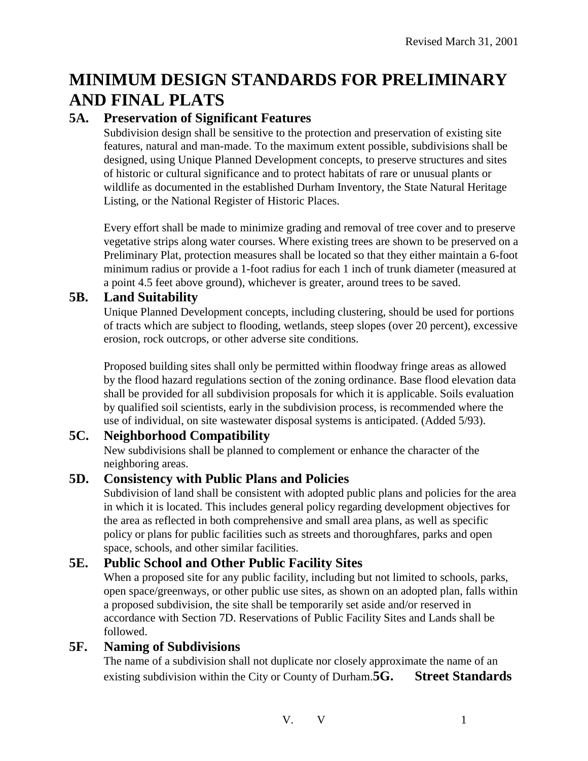# MINIMUM DESIGN STANDARDS FOR PRELIMINARY AND FINAL PLATS

## 5A. Preservation of Significant Features

Subdivision design shall be sensitive to the protection and preservation of existing site features, natural and man-made. To the maximum extent possible, subdivisions shall be designed, using Unique Planned Development concepts, to preserve structures and sites of historic or cultural significance and to protect habitats of rare or unusual plants or wildlife as documented in the established Durham Inventory, the State Natural Heritage Listing, or the National Register of Historic Places.

Every effort shall be made to minimize grading and removal of tree cover and to preserve vegetative strips along water courses. Where existing trees are shown to be preserved on a Preliminary Plat, protection measures shall be located so that they either maintain a 6-foot minimum radius or provide a 1-foot radius for each 1 inch of trunk diameter (measured at a point 4.5 feet above ground), whichever is greater, around trees to be saved.

## 5B. Land Suitability

Unique Planned Development concepts, including clustering, should be used for portions of tracts which are subject to flooding, wetlands, steep slopes (over 20 percent), excessive erosion, rock outcrops, or other adverse site conditions.

Proposed building sites shall only be permitted within floodway fringe areas as allowed by the flood hazard regulations section of the zoning ordinance. Base flood elevation data shall be provided for all subdivision proposals for which it is applicable. Soils evaluation by qualified soil scientists, early in the subdivision process, is recommended where the use of individual, on site wastewater disposal systems is anticipated. (Added 5/93).

## 5C. Neighborhood Compatibility

New subdivisions shall be planned to complement or enhance the character of the neighboring areas.

## 5D. Consistency with Public Plans and Policies

Subdivision of land shall be consistent with adopted public plans and policies for the area in which it is located. This includes general policy regarding development objectives for the area as reflected in both comprehensive and small area plans, as well as specific policy or plans for public facilities such as streets and thoroughfares, parks and open space, schools, and other similar facilities.

## 5E. Public School and Other Public Facility Sites

When a proposed site for any public facility, including but not limited to schools, parks, open space/greenways, or other public use sites, as shown on an adopted plan, falls within a proposed subdivision, the site shall be temporarily set aside and/or reserved in accordance with Section 7D. Reservations of Public Facility Sites and Lands shall be followed.

## 5F. Naming of Subdivisions

The name of a subdivision shall not duplicate nor closely approximate the name of an existing subdivision within the City or County of Durham.

## 5G. Street Standards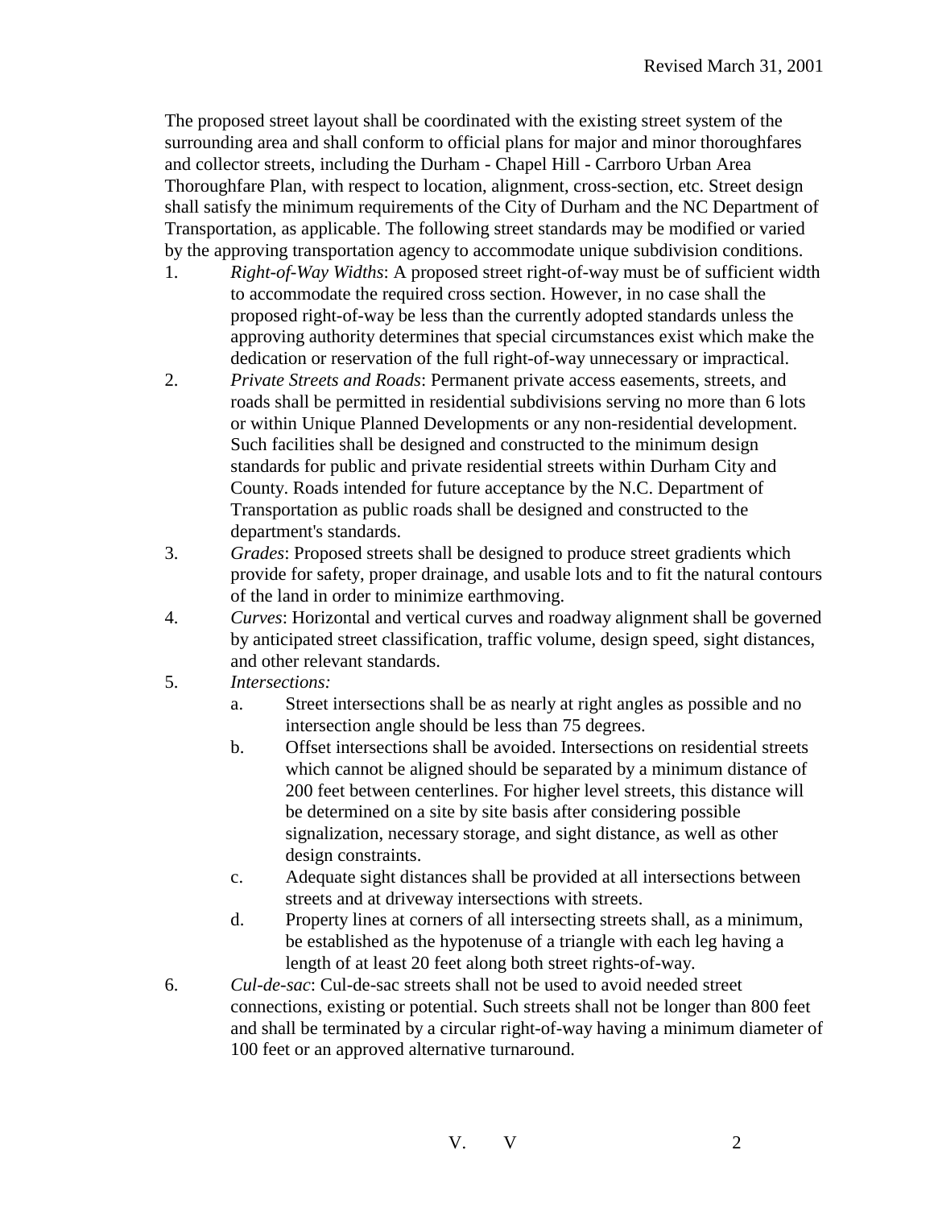The proposed street layout shall be coordinated with the existing street system of the surrounding area and shall conform to official plans for major and minor thoroughfares and collector streets, including the Durham - Chapel Hill - Carrboro Urban Area Thoroughfare Plan, with respect to location, alignment, cross-section, etc. Street design shall satisfy the minimum requirements of the City of Durham and the NC Department of Transportation, as applicable. The following street standards may be modified or varied by the approving transportation agency to accommodate unique subdivision conditions.

1. *Right-of-Way Widths*: A proposed street right-of-way must be of sufficient width to accommodate the required cross section. However, in no case shall the proposed right-of-way be less than the currently adopted standards unless the approving authority determines that special circumstances exist which make the dedication or reservation of the full right-of-way unnecessary or impractical.
2. *Private Streets and Roads*: Permanent private access easements, streets, and roads shall be permitted in residential subdivisions serving no more than 6 lots or within Unique Planned Developments or any non-residential development. Such facilities shall be designed and constructed to the minimum design standards for public and private residential streets within Durham City and County. Roads intended for future acceptance by the N.C. Department of Transportation as public roads shall be designed and constructed to the department's standards.
3. *Grades*: Proposed streets shall be designed to produce street gradients which provide for safety, proper drainage, and usable lots and to fit the natural contours of the land in order to minimize earthmoving.
4. *Curves*: Horizontal and vertical curves and roadway alignment shall be governed by anticipated street classification, traffic volume, design speed, sight distances, and other relevant standards.
5. *Intersections:*
   a. Street intersections shall be as nearly at right angles as possible and no intersection angle should be less than 75 degrees.
   b. Offset intersections shall be avoided. Intersections on residential streets which cannot be aligned should be separated by a minimum distance of 200 feet between centerlines. For higher level streets, this distance will be determined on a site by site basis after considering possible signalization, necessary storage, and sight distance, as well as other design constraints.
   c. Adequate sight distances shall be provided at all intersections between streets and at driveway intersections with streets.
   d. Property lines at corners of all intersecting streets shall, as a minimum, be established as the hypotenuse of a triangle with each leg having a length of at least 20 feet along both street rights-of-way.
6. *Cul-de-sac*: Cul-de-sac streets shall not be used to avoid needed street connections, existing or potential. Such streets shall not be longer than 800 feet and shall be terminated by a circular right-of-way having a minimum diameter of 100 feet or an approved alternative turnaround.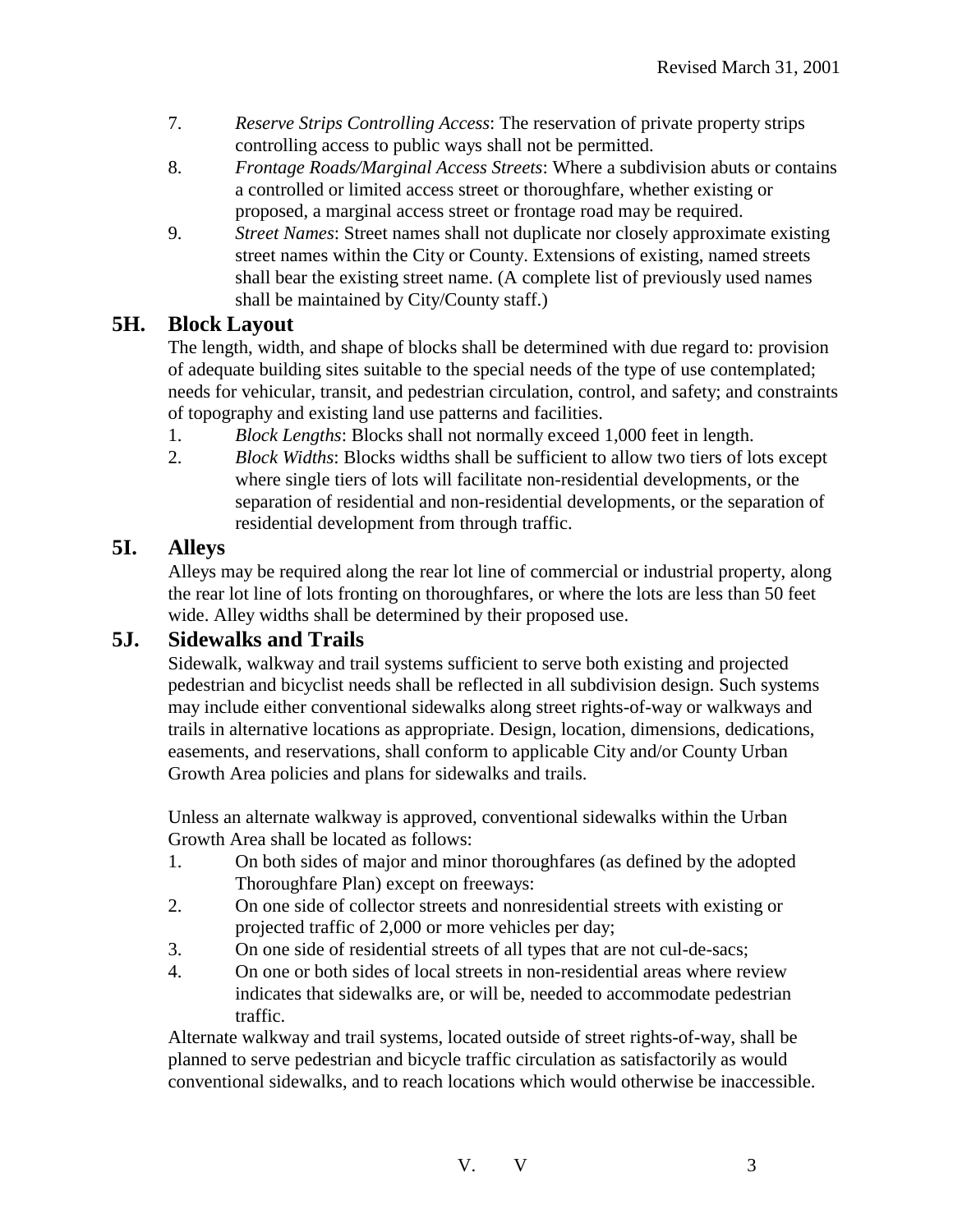7. *Reserve Strips Controlling Access*: The reservation of private property strips controlling access to public ways shall not be permitted.
8. *Frontage Roads/Marginal Access Streets*: Where a subdivision abuts or contains a controlled or limited access street or thoroughfare, whether existing or proposed, a marginal access street or frontage road may be required.
9. *Street Names*: Street names shall not duplicate nor closely approximate existing street names within the City or County. Extensions of existing, named streets shall bear the existing street name. (A complete list of previously used names shall be maintained by City/County staff.)

## 5H. Block Layout

The length, width, and shape of blocks shall be determined with due regard to: provision of adequate building sites suitable to the special needs of the type of use contemplated; needs for vehicular, transit, and pedestrian circulation, control, and safety; and constraints of topography and existing land use patterns and facilities.

1. *Block Lengths*: Blocks shall not normally exceed 1,000 feet in length.
2. *Block Widths*: Blocks widths shall be sufficient to allow two tiers of lots except where single tiers of lots will facilitate non-residential developments, or the separation of residential and non-residential developments, or the separation of residential development from through traffic.

## 5I. Alleys

Alleys may be required along the rear lot line of commercial or industrial property, along the rear lot line of lots fronting on thoroughfares, or where the lots are less than 50 feet wide. Alley widths shall be determined by their proposed use.

## 5J. Sidewalks and Trails

Sidewalk, walkway and trail systems sufficient to serve both existing and projected pedestrian and bicyclist needs shall be reflected in all subdivision design. Such systems may include either conventional sidewalks along street rights-of-way or walkways and trails in alternative locations as appropriate. Design, location, dimensions, dedications, easements, and reservations, shall conform to applicable City and/or County Urban Growth Area policies and plans for sidewalks and trails.

Unless an alternate walkway is approved, conventional sidewalks within the Urban Growth Area shall be located as follows:

1. On both sides of major and minor thoroughfares (as defined by the adopted Thoroughfare Plan) except on freeways:
2. On one side of collector streets and nonresidential streets with existing or projected traffic of 2,000 or more vehicles per day;
3. On one side of residential streets of all types that are not cul-de-sacs;
4. On one or both sides of local streets in non-residential areas where review indicates that sidewalks are, or will be, needed to accommodate pedestrian traffic.

Alternate walkway and trail systems, located outside of street rights-of-way, shall be planned to serve pedestrian and bicycle traffic circulation as satisfactorily as would conventional sidewalks, and to reach locations which would otherwise be inaccessible.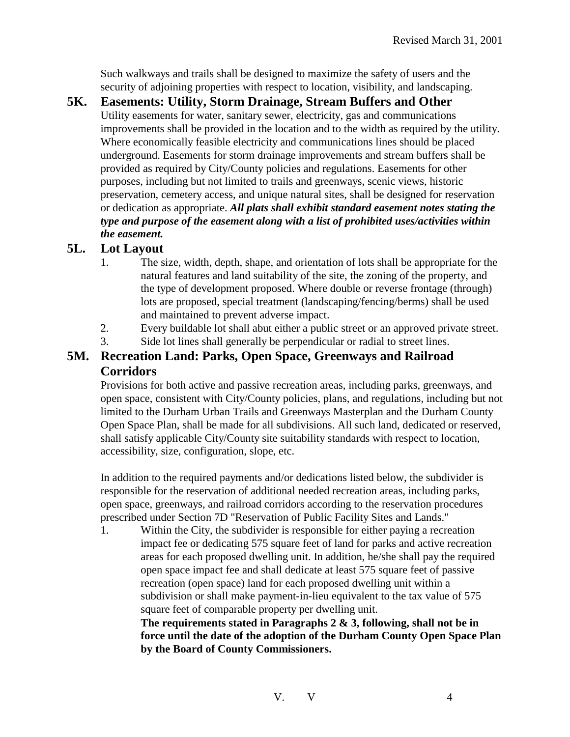Such walkways and trails shall be designed to maximize the safety of users and the security of adjoining properties with respect to location, visibility, and landscaping.

## 5K. Easements: Utility, Storm Drainage, Stream Buffers and Other

Utility easements for water, sanitary sewer, electricity, gas and communications improvements shall be provided in the location and to the width as required by the utility. Where economically feasible electricity and communications lines should be placed underground. Easements for storm drainage improvements and stream buffers shall be provided as required by City/County policies and regulations. Easements for other purposes, including but not limited to trails and greenways, scenic views, historic preservation, cemetery access, and unique natural sites, shall be designed for reservation or dedication as appropriate. ***All plats shall exhibit standard easement notes stating the type and purpose of the easement along with a list of prohibited uses/activities within the easement.***

## 5L. Lot Layout

1. The size, width, depth, shape, and orientation of lots shall be appropriate for the natural features and land suitability of the site, the zoning of the property, and the type of development proposed. Where double or reverse frontage (through) lots are proposed, special treatment (landscaping/fencing/berms) shall be used and maintained to prevent adverse impact.
2. Every buildable lot shall abut either a public street or an approved private street.
3. Side lot lines shall generally be perpendicular or radial to street lines.

## 5M. Recreation Land: Parks, Open Space, Greenways and Railroad Corridors

Provisions for both active and passive recreation areas, including parks, greenways, and open space, consistent with City/County policies, plans, and regulations, including but not limited to the Durham Urban Trails and Greenways Masterplan and the Durham County Open Space Plan, shall be made for all subdivisions. All such land, dedicated or reserved, shall satisfy applicable City/County site suitability standards with respect to location, accessibility, size, configuration, slope, etc.

In addition to the required payments and/or dedications listed below, the subdivider is responsible for the reservation of additional needed recreation areas, including parks, open space, greenways, and railroad corridors according to the reservation procedures prescribed under Section 7D "Reservation of Public Facility Sites and Lands."

1. Within the City, the subdivider is responsible for either paying a recreation impact fee or dedicating 575 square feet of land for parks and active recreation areas for each proposed dwelling unit. In addition, he/she shall pay the required open space impact fee and shall dedicate at least 575 square feet of passive recreation (open space) land for each proposed dwelling unit within a subdivision or shall make payment-in-lieu equivalent to the tax value of 575 square feet of comparable property per dwelling unit.

   **The requirements stated in Paragraphs 2 & 3, following, shall not be in force until the date of the adoption of the Durham County Open Space Plan by the Board of County Commissioners.**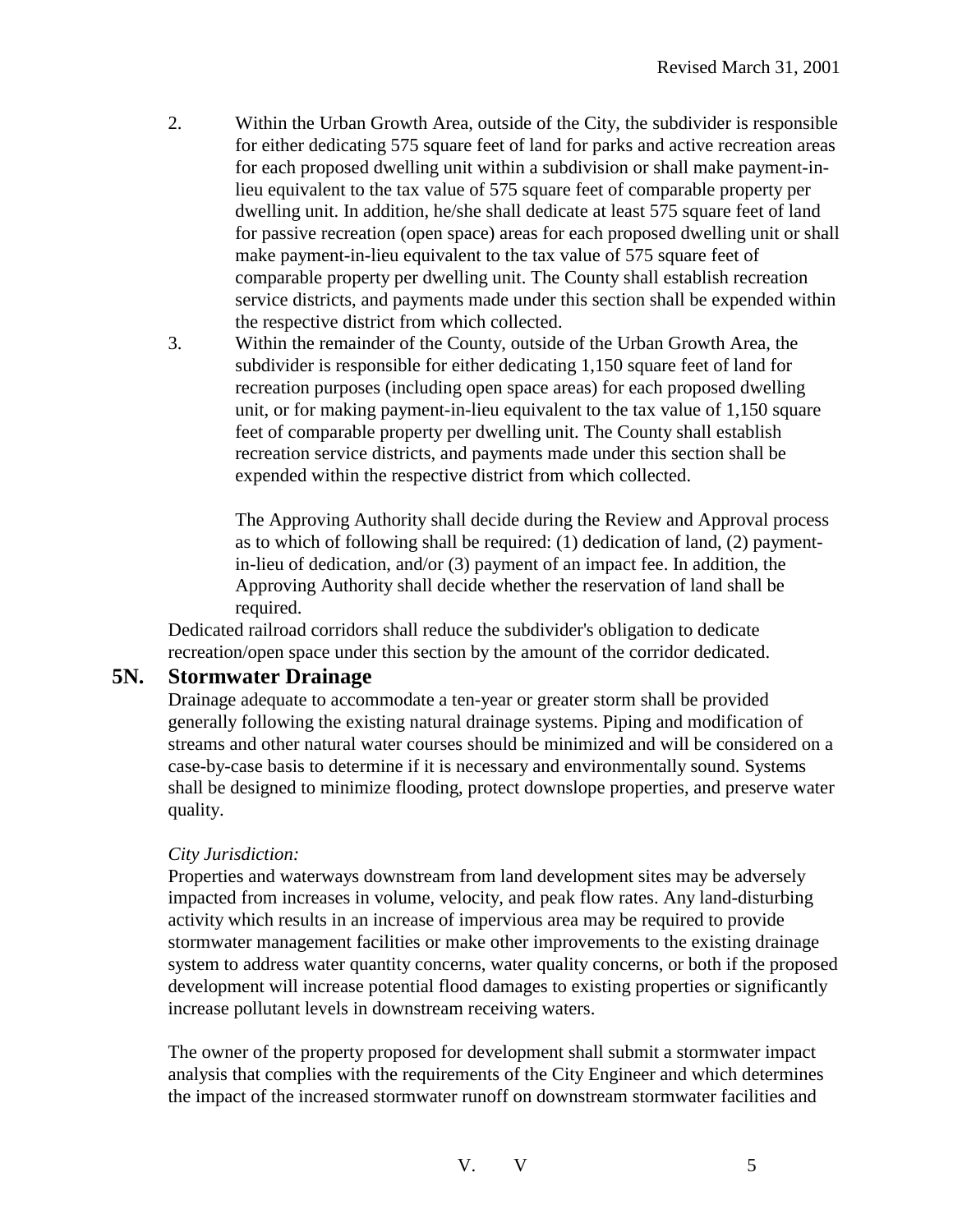2. Within the Urban Growth Area, outside of the City, the subdivider is responsible for either dedicating 575 square feet of land for parks and active recreation areas for each proposed dwelling unit within a subdivision or shall make payment-in-lieu equivalent to the tax value of 575 square feet of comparable property per dwelling unit. In addition, he/she shall dedicate at least 575 square feet of land for passive recreation (open space) areas for each proposed dwelling unit or shall make payment-in-lieu equivalent to the tax value of 575 square feet of comparable property per dwelling unit. The County shall establish recreation service districts, and payments made under this section shall be expended within the respective district from which collected.
3. Within the remainder of the County, outside of the Urban Growth Area, the subdivider is responsible for either dedicating 1,150 square feet of land for recreation purposes (including open space areas) for each proposed dwelling unit, or for making payment-in-lieu equivalent to the tax value of 1,150 square feet of comparable property per dwelling unit. The County shall establish recreation service districts, and payments made under this section shall be expended within the respective district from which collected.

   The Approving Authority shall decide during the Review and Approval process as to which of following shall be required: (1) dedication of land, (2) payment-in-lieu of dedication, and/or (3) payment of an impact fee. In addition, the Approving Authority shall decide whether the reservation of land shall be required.

Dedicated railroad corridors shall reduce the subdivider's obligation to dedicate recreation/open space under this section by the amount of the corridor dedicated.

## 5N. Stormwater Drainage

Drainage adequate to accommodate a ten-year or greater storm shall be provided generally following the existing natural drainage systems. Piping and modification of streams and other natural water courses should be minimized and will be considered on a case-by-case basis to determine if it is necessary and environmentally sound. Systems shall be designed to minimize flooding, protect downslope properties, and preserve water quality.

*City Jurisdiction:*

Properties and waterways downstream from land development sites may be adversely impacted from increases in volume, velocity, and peak flow rates. Any land-disturbing activity which results in an increase of impervious area may be required to provide stormwater management facilities or make other improvements to the existing drainage system to address water quantity concerns, water quality concerns, or both if the proposed development will increase potential flood damages to existing properties or significantly increase pollutant levels in downstream receiving waters.

The owner of the property proposed for development shall submit a stormwater impact analysis that complies with the requirements of the City Engineer and which determines the impact of the increased stormwater runoff on downstream stormwater facilities and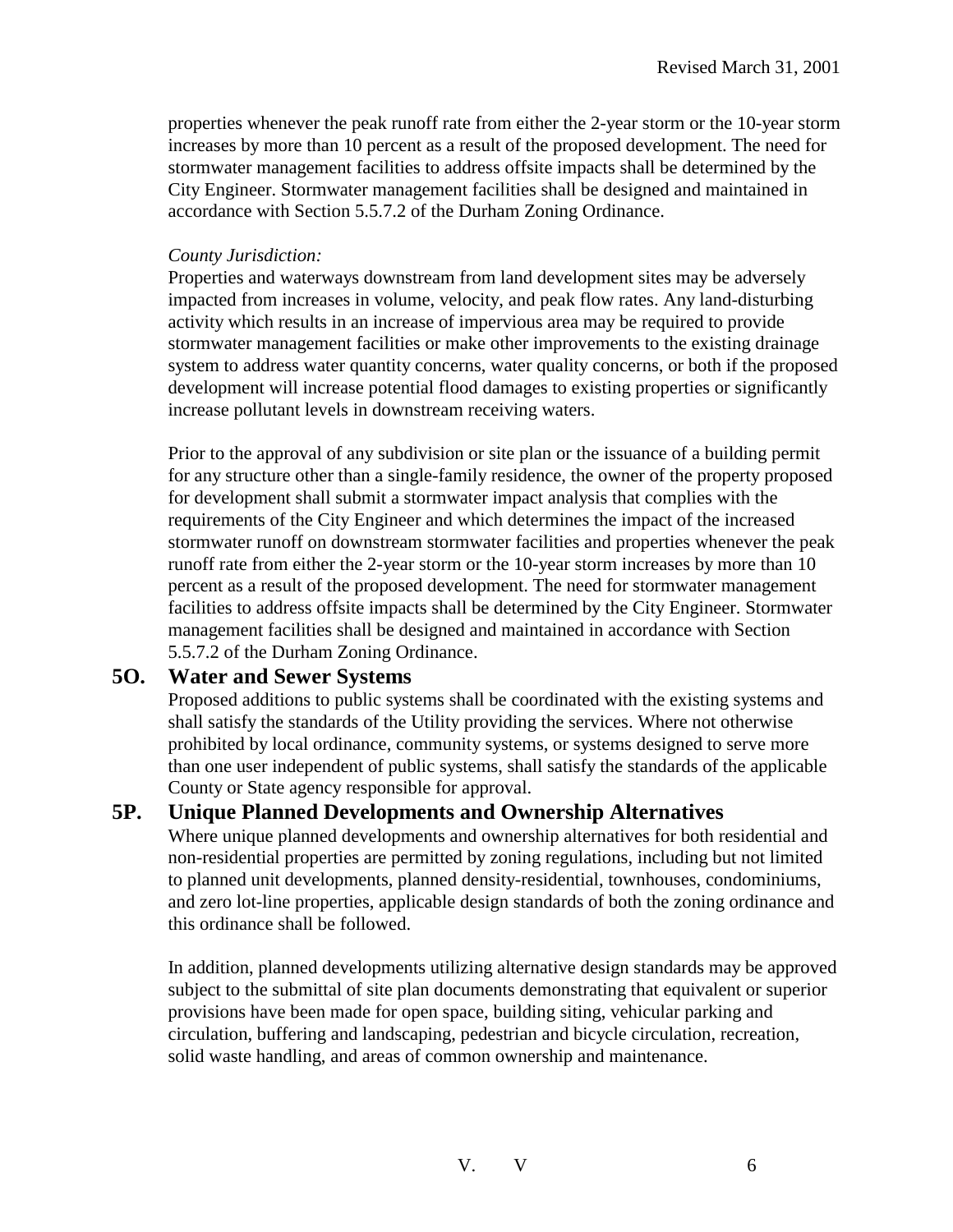properties whenever the peak runoff rate from either the 2-year storm or the 10-year storm increases by more than 10 percent as a result of the proposed development. The need for stormwater management facilities to address offsite impacts shall be determined by the City Engineer. Stormwater management facilities shall be designed and maintained in accordance with Section 5.5.7.2 of the Durham Zoning Ordinance.

*County Jurisdiction:*
Properties and waterways downstream from land development sites may be adversely impacted from increases in volume, velocity, and peak flow rates. Any land-disturbing activity which results in an increase of impervious area may be required to provide stormwater management facilities or make other improvements to the existing drainage system to address water quantity concerns, water quality concerns, or both if the proposed development will increase potential flood damages to existing properties or significantly increase pollutant levels in downstream receiving waters.

Prior to the approval of any subdivision or site plan or the issuance of a building permit for any structure other than a single-family residence, the owner of the property proposed for development shall submit a stormwater impact analysis that complies with the requirements of the City Engineer and which determines the impact of the increased stormwater runoff on downstream stormwater facilities and properties whenever the peak runoff rate from either the 2-year storm or the 10-year storm increases by more than 10 percent as a result of the proposed development. The need for stormwater management facilities to address offsite impacts shall be determined by the City Engineer. Stormwater management facilities shall be designed and maintained in accordance with Section 5.5.7.2 of the Durham Zoning Ordinance.

## 5O. Water and Sewer Systems

Proposed additions to public systems shall be coordinated with the existing systems and shall satisfy the standards of the Utility providing the services. Where not otherwise prohibited by local ordinance, community systems, or systems designed to serve more than one user independent of public systems, shall satisfy the standards of the applicable County or State agency responsible for approval.

## 5P. Unique Planned Developments and Ownership Alternatives

Where unique planned developments and ownership alternatives for both residential and non-residential properties are permitted by zoning regulations, including but not limited to planned unit developments, planned density-residential, townhouses, condominiums, and zero lot-line properties, applicable design standards of both the zoning ordinance and this ordinance shall be followed.

In addition, planned developments utilizing alternative design standards may be approved subject to the submittal of site plan documents demonstrating that equivalent or superior provisions have been made for open space, building siting, vehicular parking and circulation, buffering and landscaping, pedestrian and bicycle circulation, recreation, solid waste handling, and areas of common ownership and maintenance.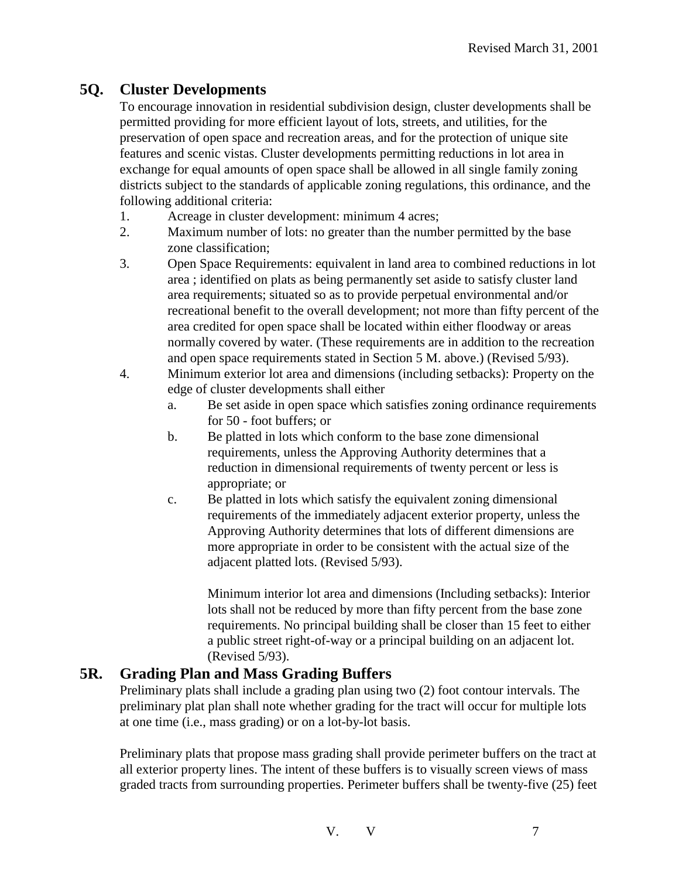## 5Q. Cluster Developments

To encourage innovation in residential subdivision design, cluster developments shall be permitted providing for more efficient layout of lots, streets, and utilities, for the preservation of open space and recreation areas, and for the protection of unique site features and scenic vistas. Cluster developments permitting reductions in lot area in exchange for equal amounts of open space shall be allowed in all single family zoning districts subject to the standards of applicable zoning regulations, this ordinance, and the following additional criteria:

1. Acreage in cluster development: minimum 4 acres;
2. Maximum number of lots: no greater than the number permitted by the base zone classification;
3. Open Space Requirements: equivalent in land area to combined reductions in lot area ; identified on plats as being permanently set aside to satisfy cluster land area requirements; situated so as to provide perpetual environmental and/or recreational benefit to the overall development; not more than fifty percent of the area credited for open space shall be located within either floodway or areas normally covered by water. (These requirements are in addition to the recreation and open space requirements stated in Section 5 M. above.) (Revised 5/93).
4. Minimum exterior lot area and dimensions (including setbacks): Property on the edge of cluster developments shall either
   a. Be set aside in open space which satisfies zoning ordinance requirements for 50 - foot buffers; or
   b. Be platted in lots which conform to the base zone dimensional requirements, unless the Approving Authority determines that a reduction in dimensional requirements of twenty percent or less is appropriate; or
   c. Be platted in lots which satisfy the equivalent zoning dimensional requirements of the immediately adjacent exterior property, unless the Approving Authority determines that lots of different dimensions are more appropriate in order to be consistent with the actual size of the adjacent platted lots. (Revised 5/93).

   Minimum interior lot area and dimensions (Including setbacks): Interior lots shall not be reduced by more than fifty percent from the base zone requirements. No principal building shall be closer than 15 feet to either a public street right-of-way or a principal building on an adjacent lot. (Revised 5/93).

## 5R. Grading Plan and Mass Grading Buffers

Preliminary plats shall include a grading plan using two (2) foot contour intervals. The preliminary plat plan shall note whether grading for the tract will occur for multiple lots at one time (i.e., mass grading) or on a lot-by-lot basis.

Preliminary plats that propose mass grading shall provide perimeter buffers on the tract at all exterior property lines. The intent of these buffers is to visually screen views of mass graded tracts from surrounding properties. Perimeter buffers shall be twenty-five (25) feet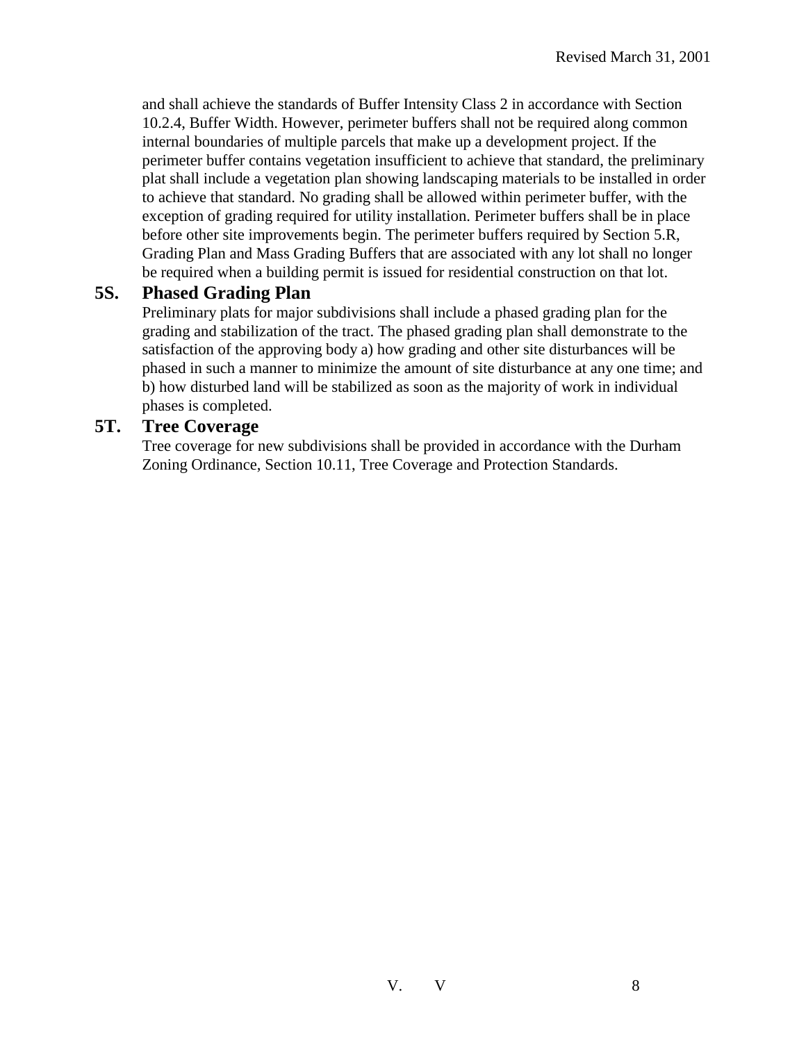and shall achieve the standards of Buffer Intensity Class 2 in accordance with Section 10.2.4, Buffer Width. However, perimeter buffers shall not be required along common internal boundaries of multiple parcels that make up a development project. If the perimeter buffer contains vegetation insufficient to achieve that standard, the preliminary plat shall include a vegetation plan showing landscaping materials to be installed in order to achieve that standard. No grading shall be allowed within perimeter buffer, with the exception of grading required for utility installation. Perimeter buffers shall be in place before other site improvements begin. The perimeter buffers required by Section 5.R, Grading Plan and Mass Grading Buffers that are associated with any lot shall no longer be required when a building permit is issued for residential construction on that lot.

## 5S. Phased Grading Plan

Preliminary plats for major subdivisions shall include a phased grading plan for the grading and stabilization of the tract. The phased grading plan shall demonstrate to the satisfaction of the approving body a) how grading and other site disturbances will be phased in such a manner to minimize the amount of site disturbance at any one time; and b) how disturbed land will be stabilized as soon as the majority of work in individual phases is completed.

## 5T. Tree Coverage

Tree coverage for new subdivisions shall be provided in accordance with the Durham Zoning Ordinance, Section 10.11, Tree Coverage and Protection Standards.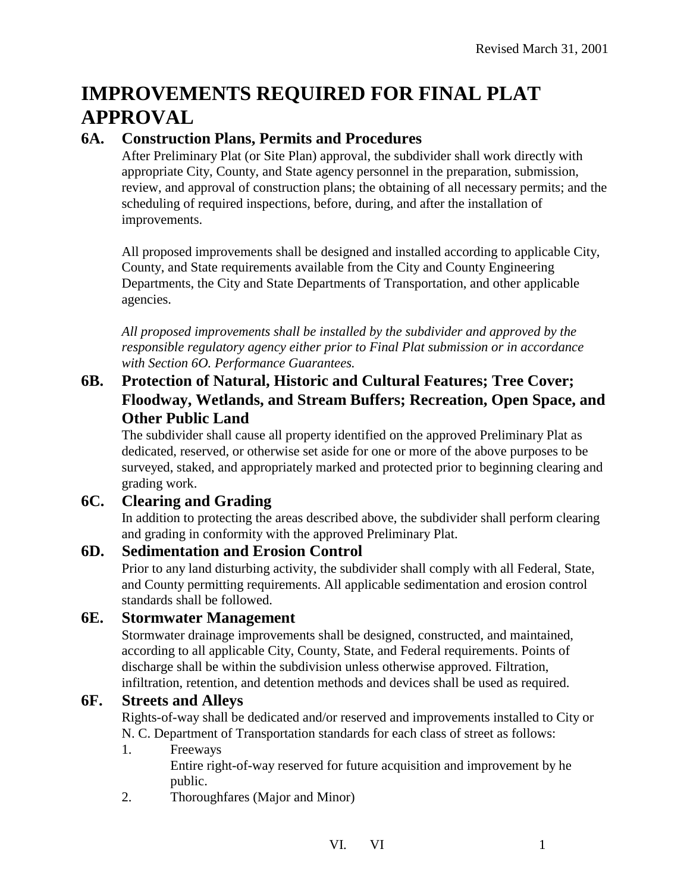# IMPROVEMENTS REQUIRED FOR FINAL PLAT APPROVAL

## 6A. Construction Plans, Permits and Procedures

After Preliminary Plat (or Site Plan) approval, the subdivider shall work directly with appropriate City, County, and State agency personnel in the preparation, submission, review, and approval of construction plans; the obtaining of all necessary permits; and the scheduling of required inspections, before, during, and after the installation of improvements.

All proposed improvements shall be designed and installed according to applicable City, County, and State requirements available from the City and County Engineering Departments, the City and State Departments of Transportation, and other applicable agencies.

*All proposed improvements shall be installed by the subdivider and approved by the responsible regulatory agency either prior to Final Plat submission or in accordance with Section 6O. Performance Guarantees.*

## 6B. Protection of Natural, Historic and Cultural Features; Tree Cover; Floodway, Wetlands, and Stream Buffers; Recreation, Open Space, and Other Public Land

The subdivider shall cause all property identified on the approved Preliminary Plat as dedicated, reserved, or otherwise set aside for one or more of the above purposes to be surveyed, staked, and appropriately marked and protected prior to beginning clearing and grading work.

## 6C. Clearing and Grading

In addition to protecting the areas described above, the subdivider shall perform clearing and grading in conformity with the approved Preliminary Plat.

## 6D. Sedimentation and Erosion Control

Prior to any land disturbing activity, the subdivider shall comply with all Federal, State, and County permitting requirements. All applicable sedimentation and erosion control standards shall be followed.

## 6E. Stormwater Management

Stormwater drainage improvements shall be designed, constructed, and maintained, according to all applicable City, County, State, and Federal requirements. Points of discharge shall be within the subdivision unless otherwise approved. Filtration, infiltration, retention, and detention methods and devices shall be used as required.

## 6F. Streets and Alleys

Rights-of-way shall be dedicated and/or reserved and improvements installed to City or N. C. Department of Transportation standards for each class of street as follows:

1. Freeways
   Entire right-of-way reserved for future acquisition and improvement by he public.
2. Thoroughfares (Major and Minor)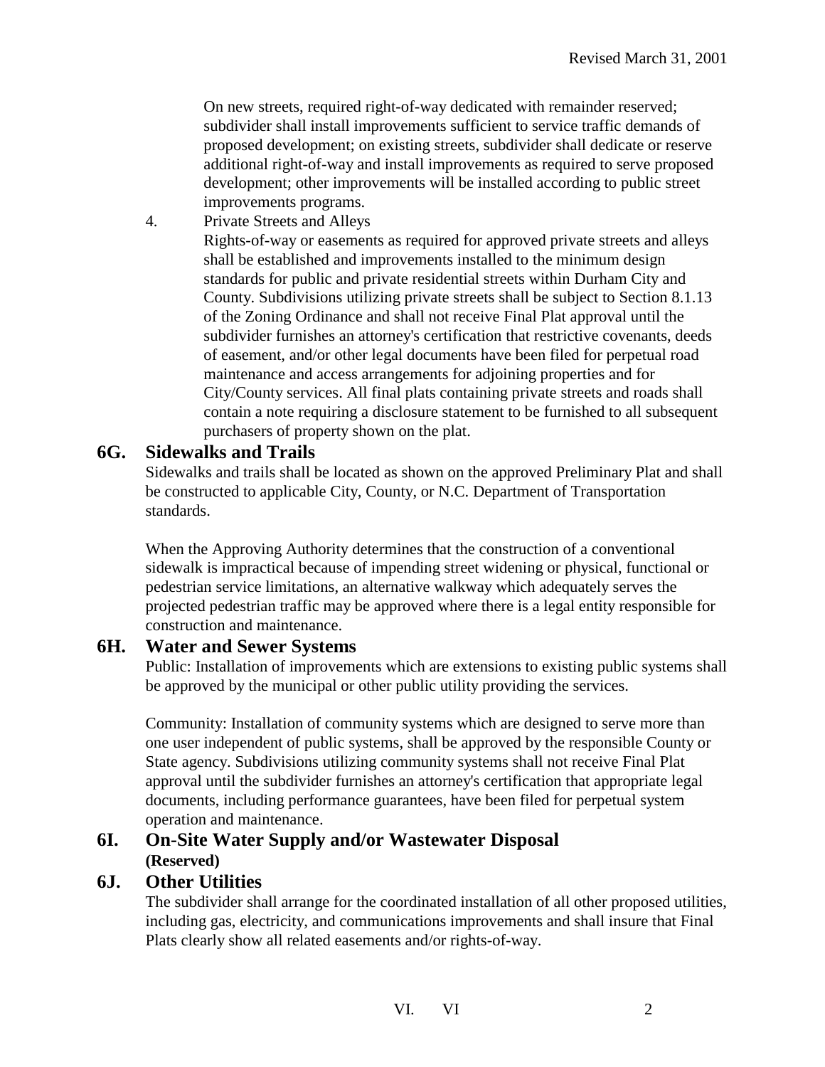On new streets, required right-of-way dedicated with remainder reserved; subdivider shall install improvements sufficient to service traffic demands of proposed development; on existing streets, subdivider shall dedicate or reserve additional right-of-way and install improvements as required to serve proposed development; other improvements will be installed according to public street improvements programs.

4. Private Streets and Alleys

Rights-of-way or easements as required for approved private streets and alleys shall be established and improvements installed to the minimum design standards for public and private residential streets within Durham City and County. Subdivisions utilizing private streets shall be subject to Section 8.1.13 of the Zoning Ordinance and shall not receive Final Plat approval until the subdivider furnishes an attorney's certification that restrictive covenants, deeds of easement, and/or other legal documents have been filed for perpetual road maintenance and access arrangements for adjoining properties and for City/County services. All final plats containing private streets and roads shall contain a note requiring a disclosure statement to be furnished to all subsequent purchasers of property shown on the plat.

## 6G. Sidewalks and Trails

Sidewalks and trails shall be located as shown on the approved Preliminary Plat and shall be constructed to applicable City, County, or N.C. Department of Transportation standards.

When the Approving Authority determines that the construction of a conventional sidewalk is impractical because of impending street widening or physical, functional or pedestrian service limitations, an alternative walkway which adequately serves the projected pedestrian traffic may be approved where there is a legal entity responsible for construction and maintenance.

## 6H. Water and Sewer Systems

Public: Installation of improvements which are extensions to existing public systems shall be approved by the municipal or other public utility providing the services.

Community: Installation of community systems which are designed to serve more than one user independent of public systems, shall be approved by the responsible County or State agency. Subdivisions utilizing community systems shall not receive Final Plat approval until the subdivider furnishes an attorney's certification that appropriate legal documents, including performance guarantees, have been filed for perpetual system operation and maintenance.

## 6I. On-Site Water Supply and/or Wastewater Disposal

**(Reserved)**

## 6J. Other Utilities

The subdivider shall arrange for the coordinated installation of all other proposed utilities, including gas, electricity, and communications improvements and shall insure that Final Plats clearly show all related easements and/or rights-of-way.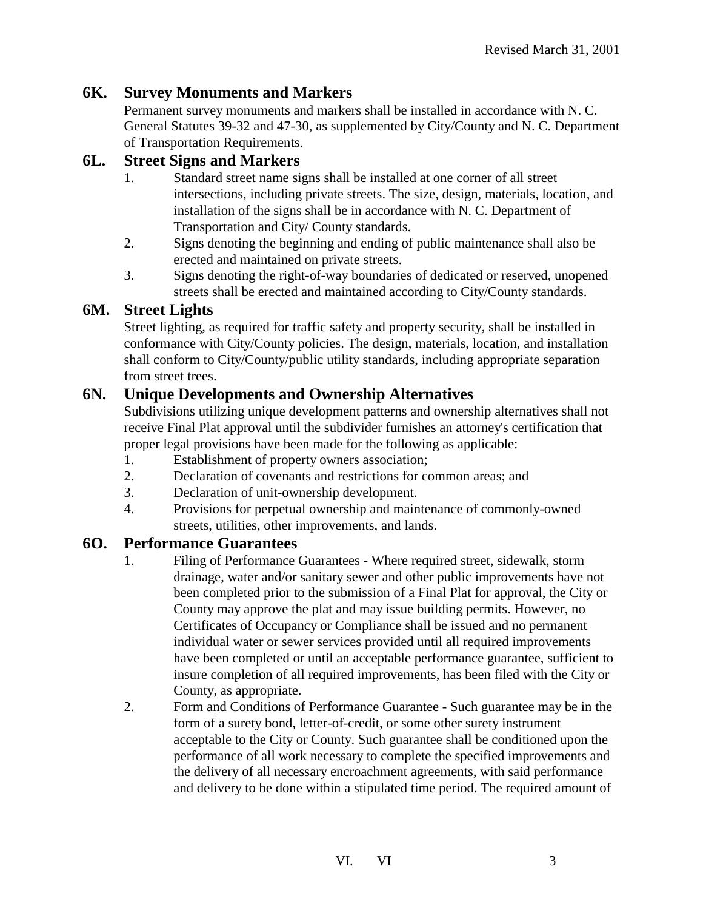## 6K. Survey Monuments and Markers

Permanent survey monuments and markers shall be installed in accordance with N. C. General Statutes 39-32 and 47-30, as supplemented by City/County and N. C. Department of Transportation Requirements.

## 6L. Street Signs and Markers

1. Standard street name signs shall be installed at one corner of all street intersections, including private streets. The size, design, materials, location, and installation of the signs shall be in accordance with N. C. Department of Transportation and City/ County standards.
2. Signs denoting the beginning and ending of public maintenance shall also be erected and maintained on private streets.
3. Signs denoting the right-of-way boundaries of dedicated or reserved, unopened streets shall be erected and maintained according to City/County standards.

## 6M. Street Lights

Street lighting, as required for traffic safety and property security, shall be installed in conformance with City/County policies. The design, materials, location, and installation shall conform to City/County/public utility standards, including appropriate separation from street trees.

## 6N. Unique Developments and Ownership Alternatives

Subdivisions utilizing unique development patterns and ownership alternatives shall not receive Final Plat approval until the subdivider furnishes an attorney's certification that proper legal provisions have been made for the following as applicable:

1. Establishment of property owners association;
2. Declaration of covenants and restrictions for common areas; and
3. Declaration of unit-ownership development.
4. Provisions for perpetual ownership and maintenance of commonly-owned streets, utilities, other improvements, and lands.

## 6O. Performance Guarantees

1. Filing of Performance Guarantees - Where required street, sidewalk, storm drainage, water and/or sanitary sewer and other public improvements have not been completed prior to the submission of a Final Plat for approval, the City or County may approve the plat and may issue building permits. However, no Certificates of Occupancy or Compliance shall be issued and no permanent individual water or sewer services provided until all required improvements have been completed or until an acceptable performance guarantee, sufficient to insure completion of all required improvements, has been filed with the City or County, as appropriate.
2. Form and Conditions of Performance Guarantee - Such guarantee may be in the form of a surety bond, letter-of-credit, or some other surety instrument acceptable to the City or County. Such guarantee shall be conditioned upon the performance of all work necessary to complete the specified improvements and the delivery of all necessary encroachment agreements, with said performance and delivery to be done within a stipulated time period. The required amount of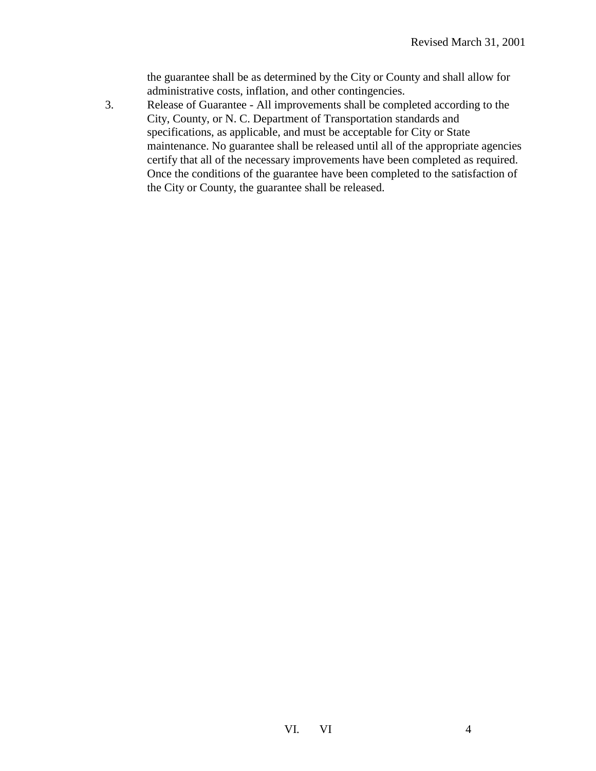the guarantee shall be as determined by the City or County and shall allow for administrative costs, inflation, and other contingencies.

3. Release of Guarantee - All improvements shall be completed according to the City, County, or N. C. Department of Transportation standards and specifications, as applicable, and must be acceptable for City or State maintenance. No guarantee shall be released until all of the appropriate agencies certify that all of the necessary improvements have been completed as required. Once the conditions of the guarantee have been completed to the satisfaction of the City or County, the guarantee shall be released.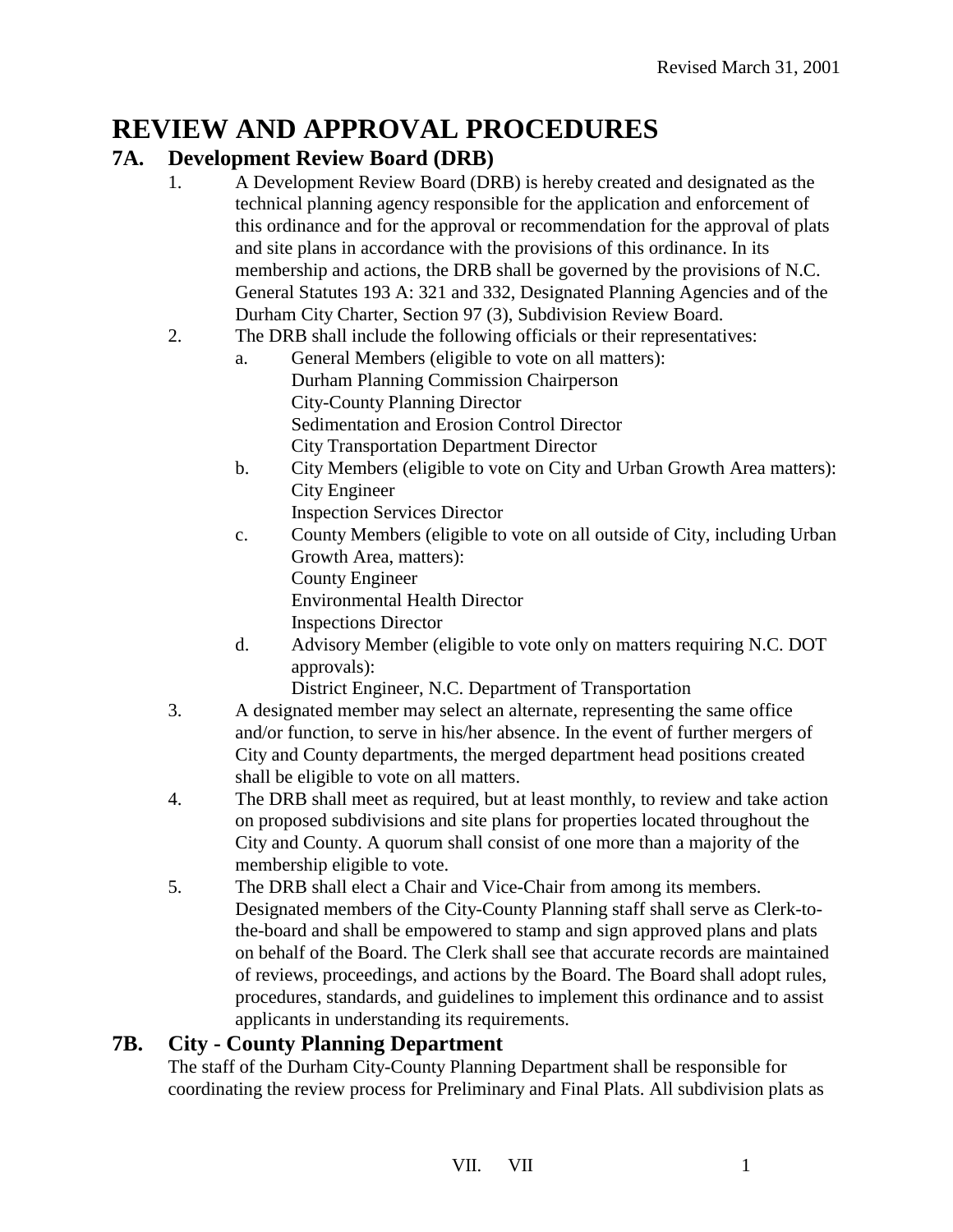Revised March 31, 2001

# REVIEW AND APPROVAL PROCEDURES

## 7A. Development Review Board (DRB)

1. A Development Review Board (DRB) is hereby created and designated as the technical planning agency responsible for the application and enforcement of this ordinance and for the approval or recommendation for the approval of plats and site plans in accordance with the provisions of this ordinance. In its membership and actions, the DRB shall be governed by the provisions of N.C. General Statutes 193 A: 321 and 332, Designated Planning Agencies and of the Durham City Charter, Section 97 (3), Subdivision Review Board.
2. The DRB shall include the following officials or their representatives:
   a. General Members (eligible to vote on all matters):
      Durham Planning Commission Chairperson
      City-County Planning Director
      Sedimentation and Erosion Control Director
      City Transportation Department Director
   b. City Members (eligible to vote on City and Urban Growth Area matters):
      City Engineer
      Inspection Services Director
   c. County Members (eligible to vote on all outside of City, including Urban Growth Area, matters):
      County Engineer
      Environmental Health Director
      Inspections Director
   d. Advisory Member (eligible to vote only on matters requiring N.C. DOT approvals):
      District Engineer, N.C. Department of Transportation
3. A designated member may select an alternate, representing the same office and/or function, to serve in his/her absence. In the event of further mergers of City and County departments, the merged department head positions created shall be eligible to vote on all matters.
4. The DRB shall meet as required, but at least monthly, to review and take action on proposed subdivisions and site plans for properties located throughout the City and County. A quorum shall consist of one more than a majority of the membership eligible to vote.
5. The DRB shall elect a Chair and Vice-Chair from among its members. Designated members of the City-County Planning staff shall serve as Clerk-to-the-board and shall be empowered to stamp and sign approved plans and plats on behalf of the Board. The Clerk shall see that accurate records are maintained of reviews, proceedings, and actions by the Board. The Board shall adopt rules, procedures, standards, and guidelines to implement this ordinance and to assist applicants in understanding its requirements.

## 7B. City - County Planning Department

The staff of the Durham City-County Planning Department shall be responsible for coordinating the review process for Preliminary and Final Plats. All subdivision plats as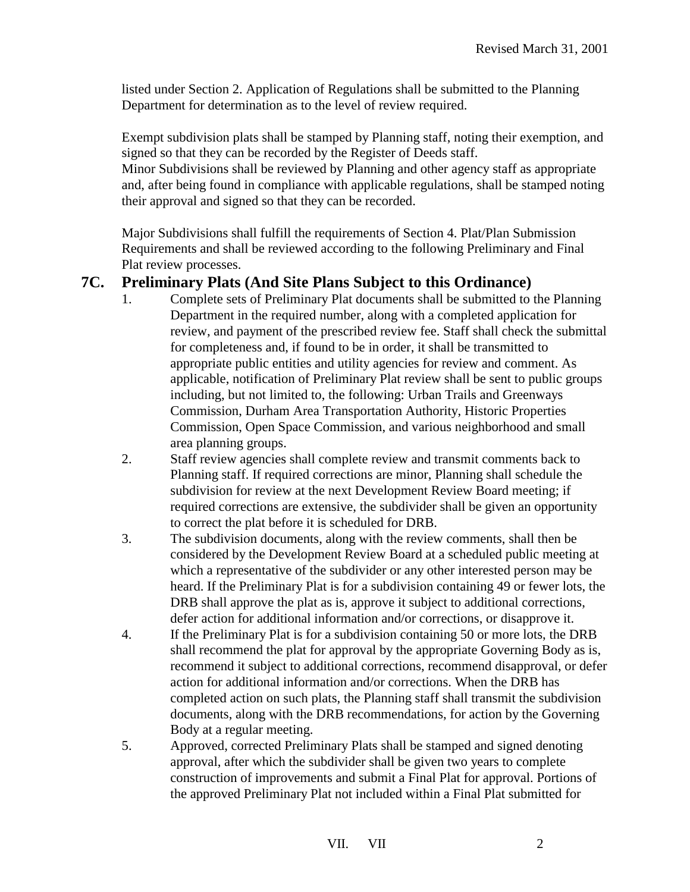listed under Section 2. Application of Regulations shall be submitted to the Planning Department for determination as to the level of review required.

Exempt subdivision plats shall be stamped by Planning staff, noting their exemption, and signed so that they can be recorded by the Register of Deeds staff.
Minor Subdivisions shall be reviewed by Planning and other agency staff as appropriate and, after being found in compliance with applicable regulations, shall be stamped noting their approval and signed so that they can be recorded.

Major Subdivisions shall fulfill the requirements of Section 4. Plat/Plan Submission Requirements and shall be reviewed according to the following Preliminary and Final Plat review processes.

## 7C. Preliminary Plats (And Site Plans Subject to this Ordinance)

1. Complete sets of Preliminary Plat documents shall be submitted to the Planning Department in the required number, along with a completed application for review, and payment of the prescribed review fee. Staff shall check the submittal for completeness and, if found to be in order, it shall be transmitted to appropriate public entities and utility agencies for review and comment. As applicable, notification of Preliminary Plat review shall be sent to public groups including, but not limited to, the following: Urban Trails and Greenways Commission, Durham Area Transportation Authority, Historic Properties Commission, Open Space Commission, and various neighborhood and small area planning groups.
2. Staff review agencies shall complete review and transmit comments back to Planning staff. If required corrections are minor, Planning shall schedule the subdivision for review at the next Development Review Board meeting; if required corrections are extensive, the subdivider shall be given an opportunity to correct the plat before it is scheduled for DRB.
3. The subdivision documents, along with the review comments, shall then be considered by the Development Review Board at a scheduled public meeting at which a representative of the subdivider or any other interested person may be heard. If the Preliminary Plat is for a subdivision containing 49 or fewer lots, the DRB shall approve the plat as is, approve it subject to additional corrections, defer action for additional information and/or corrections, or disapprove it.
4. If the Preliminary Plat is for a subdivision containing 50 or more lots, the DRB shall recommend the plat for approval by the appropriate Governing Body as is, recommend it subject to additional corrections, recommend disapproval, or defer action for additional information and/or corrections. When the DRB has completed action on such plats, the Planning staff shall transmit the subdivision documents, along with the DRB recommendations, for action by the Governing Body at a regular meeting.
5. Approved, corrected Preliminary Plats shall be stamped and signed denoting approval, after which the subdivider shall be given two years to complete construction of improvements and submit a Final Plat for approval. Portions of the approved Preliminary Plat not included within a Final Plat submitted for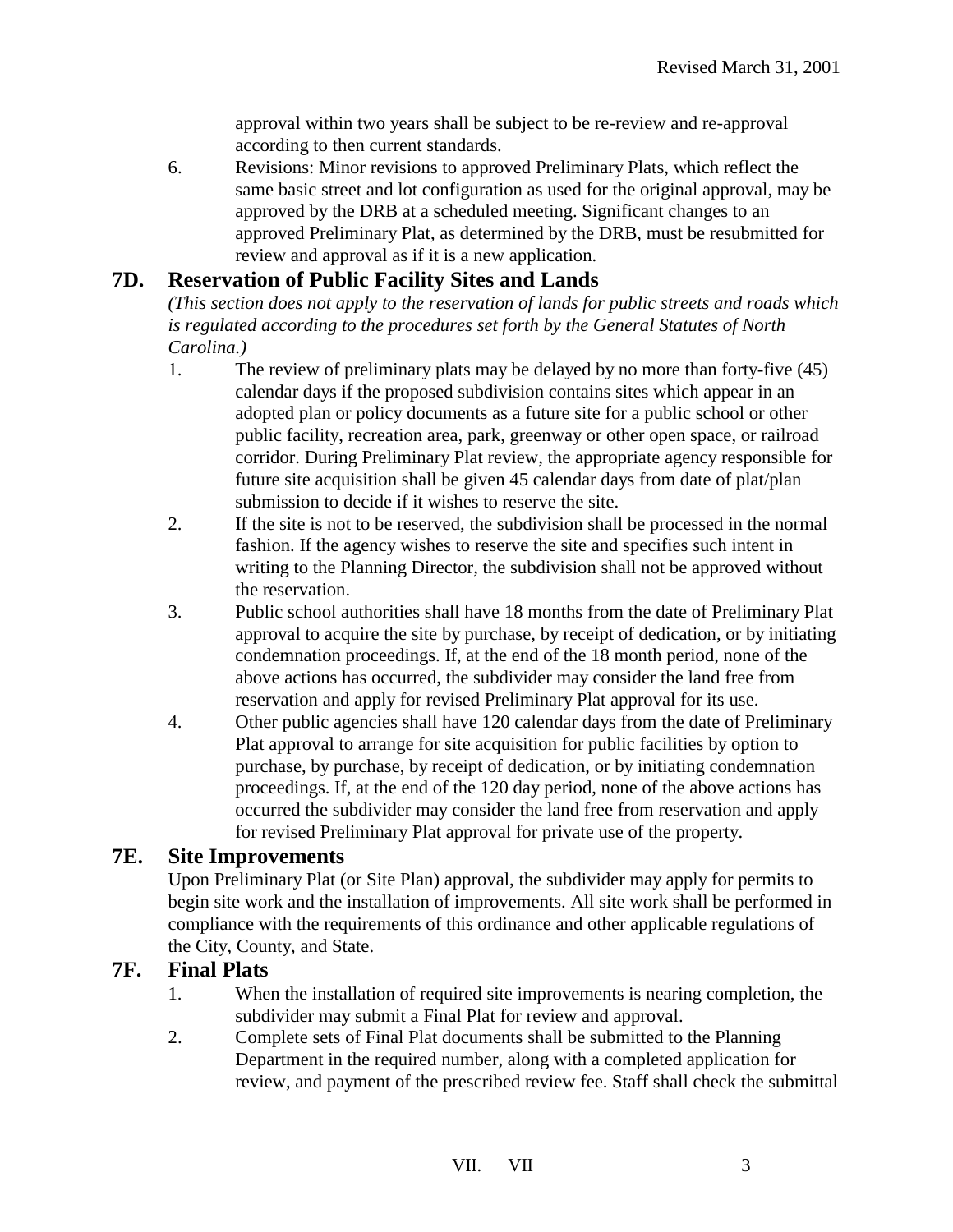approval within two years shall be subject to be re-review and re-approval according to then current standards.

6. Revisions: Minor revisions to approved Preliminary Plats, which reflect the same basic street and lot configuration as used for the original approval, may be approved by the DRB at a scheduled meeting. Significant changes to an approved Preliminary Plat, as determined by the DRB, must be resubmitted for review and approval as if it is a new application.

## 7D. Reservation of Public Facility Sites and Lands

*(This section does not apply to the reservation of lands for public streets and roads which is regulated according to the procedures set forth by the General Statutes of North Carolina.)*

1. The review of preliminary plats may be delayed by no more than forty-five (45) calendar days if the proposed subdivision contains sites which appear in an adopted plan or policy documents as a future site for a public school or other public facility, recreation area, park, greenway or other open space, or railroad corridor. During Preliminary Plat review, the appropriate agency responsible for future site acquisition shall be given 45 calendar days from date of plat/plan submission to decide if it wishes to reserve the site.
2. If the site is not to be reserved, the subdivision shall be processed in the normal fashion. If the agency wishes to reserve the site and specifies such intent in writing to the Planning Director, the subdivision shall not be approved without the reservation.
3. Public school authorities shall have 18 months from the date of Preliminary Plat approval to acquire the site by purchase, by receipt of dedication, or by initiating condemnation proceedings. If, at the end of the 18 month period, none of the above actions has occurred, the subdivider may consider the land free from reservation and apply for revised Preliminary Plat approval for its use.
4. Other public agencies shall have 120 calendar days from the date of Preliminary Plat approval to arrange for site acquisition for public facilities by option to purchase, by purchase, by receipt of dedication, or by initiating condemnation proceedings. If, at the end of the 120 day period, none of the above actions has occurred the subdivider may consider the land free from reservation and apply for revised Preliminary Plat approval for private use of the property.

## 7E. Site Improvements

Upon Preliminary Plat (or Site Plan) approval, the subdivider may apply for permits to begin site work and the installation of improvements. All site work shall be performed in compliance with the requirements of this ordinance and other applicable regulations of the City, County, and State.

## 7F. Final Plats

1. When the installation of required site improvements is nearing completion, the subdivider may submit a Final Plat for review and approval.
2. Complete sets of Final Plat documents shall be submitted to the Planning Department in the required number, along with a completed application for review, and payment of the prescribed review fee. Staff shall check the submittal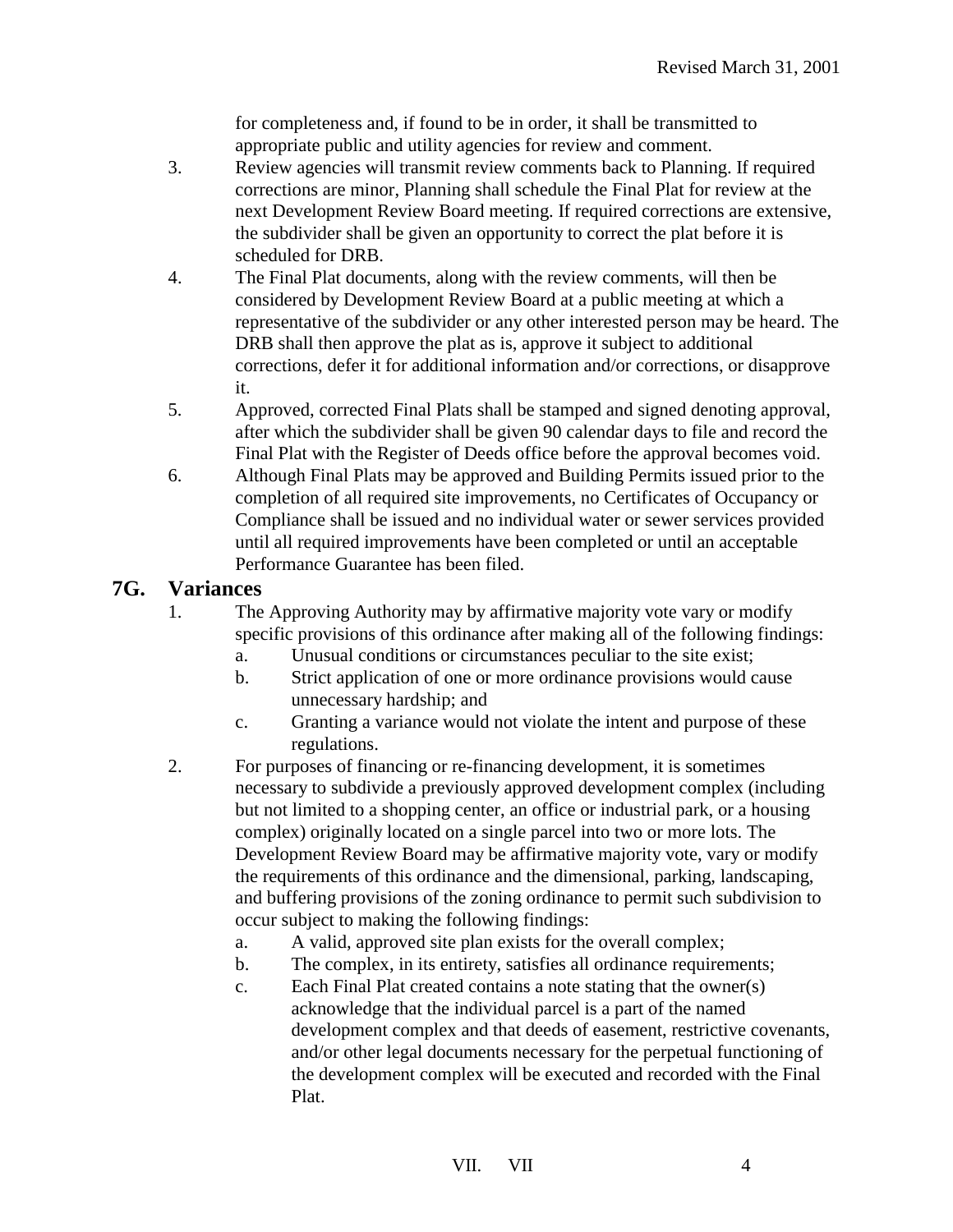for completeness and, if found to be in order, it shall be transmitted to appropriate public and utility agencies for review and comment.

3. Review agencies will transmit review comments back to Planning. If required corrections are minor, Planning shall schedule the Final Plat for review at the next Development Review Board meeting. If required corrections are extensive, the subdivider shall be given an opportunity to correct the plat before it is scheduled for DRB.
4. The Final Plat documents, along with the review comments, will then be considered by Development Review Board at a public meeting at which a representative of the subdivider or any other interested person may be heard. The DRB shall then approve the plat as is, approve it subject to additional corrections, defer it for additional information and/or corrections, or disapprove it.
5. Approved, corrected Final Plats shall be stamped and signed denoting approval, after which the subdivider shall be given 90 calendar days to file and record the Final Plat with the Register of Deeds office before the approval becomes void.
6. Although Final Plats may be approved and Building Permits issued prior to the completion of all required site improvements, no Certificates of Occupancy or Compliance shall be issued and no individual water or sewer services provided until all required improvements have been completed or until an acceptable Performance Guarantee has been filed.

## 7G. Variances

1. The Approving Authority may by affirmative majority vote vary or modify specific provisions of this ordinance after making all of the following findings:
   a. Unusual conditions or circumstances peculiar to the site exist;
   b. Strict application of one or more ordinance provisions would cause unnecessary hardship; and
   c. Granting a variance would not violate the intent and purpose of these regulations.
2. For purposes of financing or re-financing development, it is sometimes necessary to subdivide a previously approved development complex (including but not limited to a shopping center, an office or industrial park, or a housing complex) originally located on a single parcel into two or more lots. The Development Review Board may be affirmative majority vote, vary or modify the requirements of this ordinance and the dimensional, parking, landscaping, and buffering provisions of the zoning ordinance to permit such subdivision to occur subject to making the following findings:
   a. A valid, approved site plan exists for the overall complex;
   b. The complex, in its entirety, satisfies all ordinance requirements;
   c. Each Final Plat created contains a note stating that the owner(s) acknowledge that the individual parcel is a part of the named development complex and that deeds of easement, restrictive covenants, and/or other legal documents necessary for the perpetual functioning of the development complex will be executed and recorded with the Final Plat.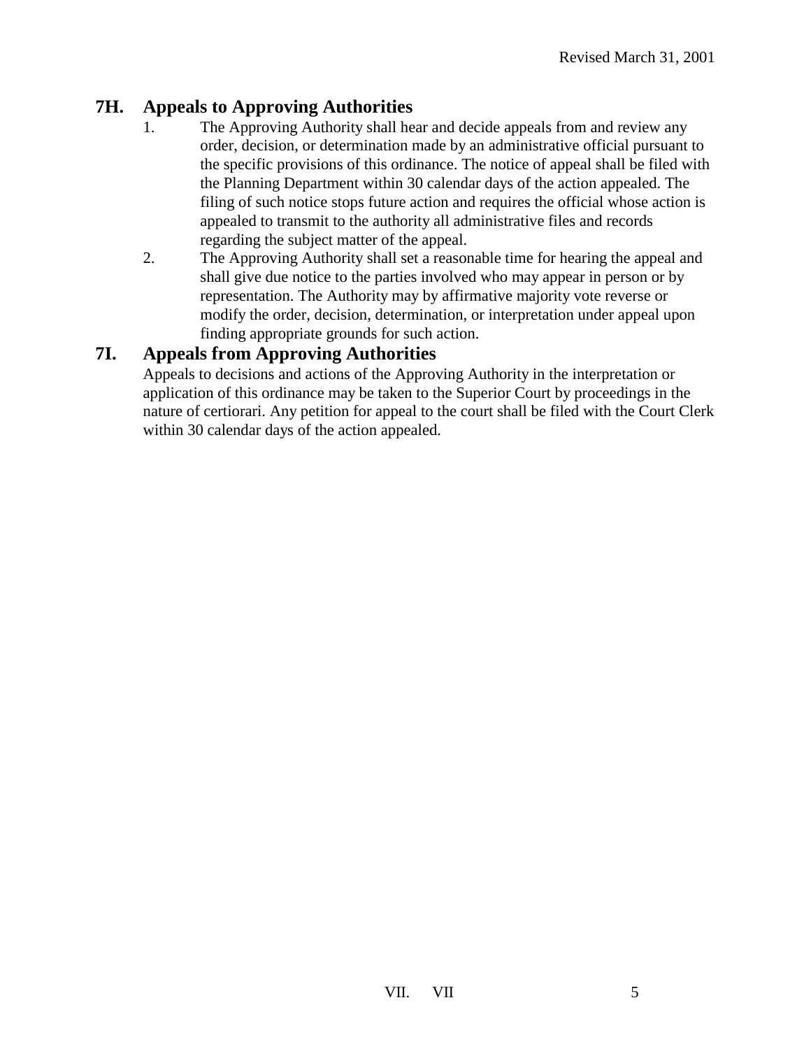## 7H. Appeals to Approving Authorities

1. The Approving Authority shall hear and decide appeals from and review any order, decision, or determination made by an administrative official pursuant to the specific provisions of this ordinance. The notice of appeal shall be filed with the Planning Department within 30 calendar days of the action appealed. The filing of such notice stops future action and requires the official whose action is appealed to transmit to the authority all administrative files and records regarding the subject matter of the appeal.
2. The Approving Authority shall set a reasonable time for hearing the appeal and shall give due notice to the parties involved who may appear in person or by representation. The Authority may by affirmative majority vote reverse or modify the order, decision, determination, or interpretation under appeal upon finding appropriate grounds for such action.

## 7I. Appeals from Approving Authorities

Appeals to decisions and actions of the Approving Authority in the interpretation or application of this ordinance may be taken to the Superior Court by proceedings in the nature of certiorari. Any petition for appeal to the court shall be filed with the Court Clerk within 30 calendar days of the action appealed.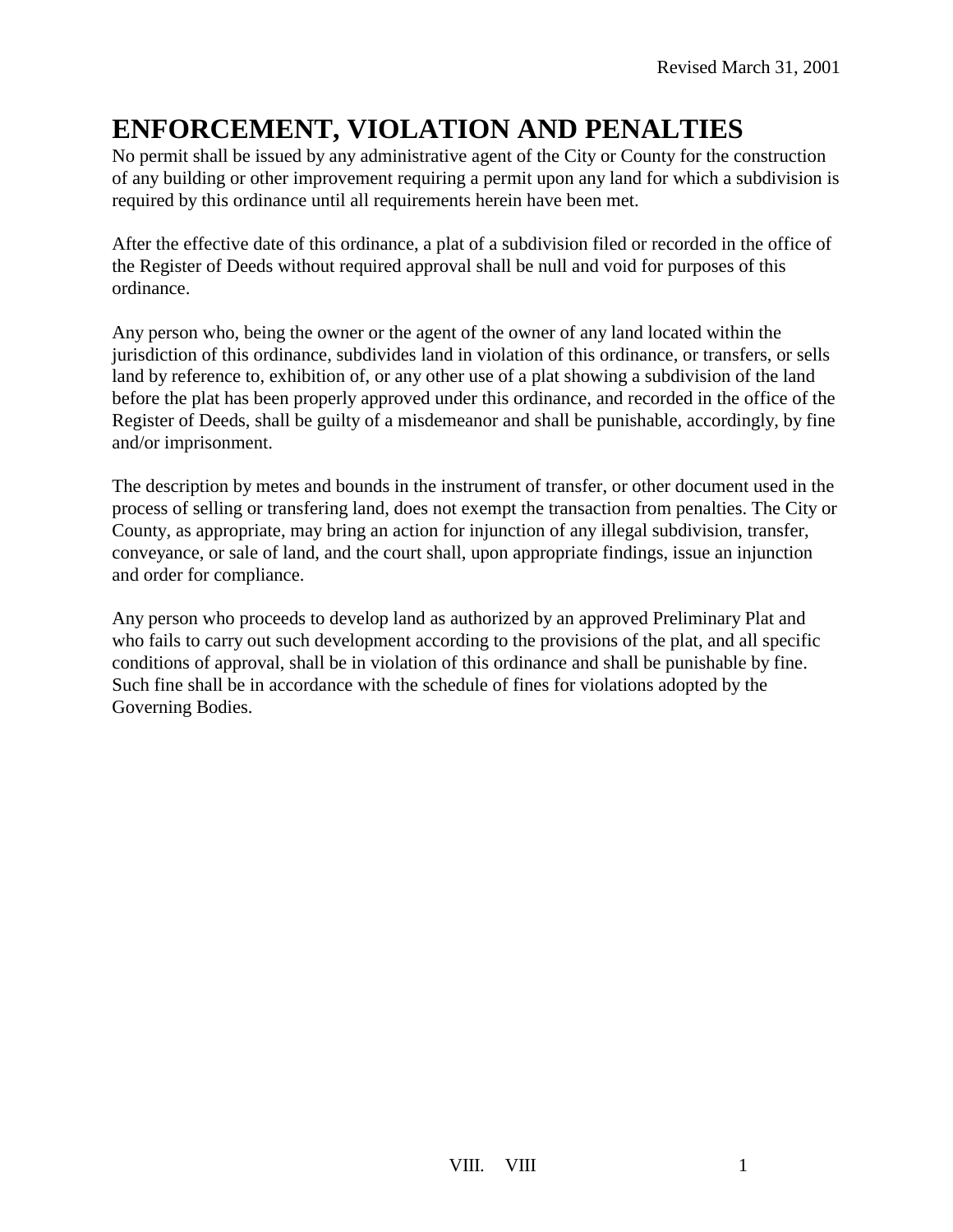# ENFORCEMENT, VIOLATION AND PENALTIES

No permit shall be issued by any administrative agent of the City or County for the construction of any building or other improvement requiring a permit upon any land for which a subdivision is required by this ordinance until all requirements herein have been met.

After the effective date of this ordinance, a plat of a subdivision filed or recorded in the office of the Register of Deeds without required approval shall be null and void for purposes of this ordinance.

Any person who, being the owner or the agent of the owner of any land located within the jurisdiction of this ordinance, subdivides land in violation of this ordinance, or transfers, or sells land by reference to, exhibition of, or any other use of a plat showing a subdivision of the land before the plat has been properly approved under this ordinance, and recorded in the office of the Register of Deeds, shall be guilty of a misdemeanor and shall be punishable, accordingly, by fine and/or imprisonment.

The description by metes and bounds in the instrument of transfer, or other document used in the process of selling or transfering land, does not exempt the transaction from penalties. The City or County, as appropriate, may bring an action for injunction of any illegal subdivision, transfer, conveyance, or sale of land, and the court shall, upon appropriate findings, issue an injunction and order for compliance.

Any person who proceeds to develop land as authorized by an approved Preliminary Plat and who fails to carry out such development according to the provisions of the plat, and all specific conditions of approval, shall be in violation of this ordinance and shall be punishable by fine. Such fine shall be in accordance with the schedule of fines for violations adopted by the Governing Bodies.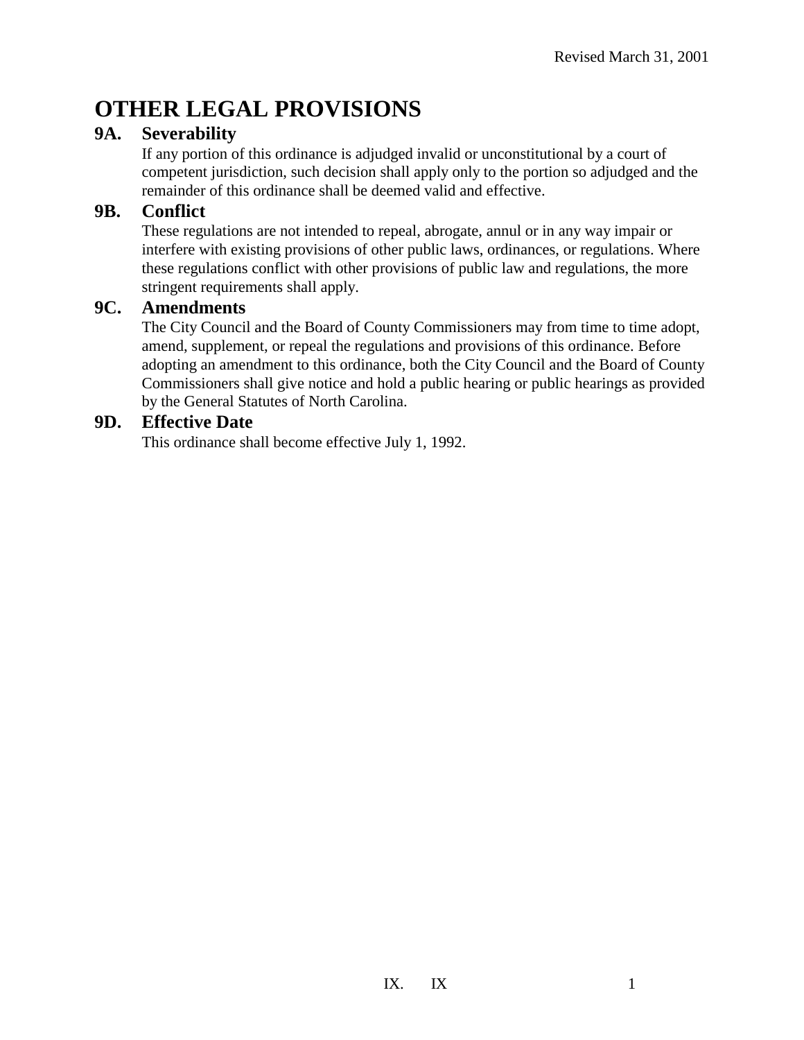# OTHER LEGAL PROVISIONS

## 9A. Severability

If any portion of this ordinance is adjudged invalid or unconstitutional by a court of competent jurisdiction, such decision shall apply only to the portion so adjudged and the remainder of this ordinance shall be deemed valid and effective.

## 9B. Conflict

These regulations are not intended to repeal, abrogate, annul or in any way impair or interfere with existing provisions of other public laws, ordinances, or regulations. Where these regulations conflict with other provisions of public law and regulations, the more stringent requirements shall apply.

## 9C. Amendments

The City Council and the Board of County Commissioners may from time to time adopt, amend, supplement, or repeal the regulations and provisions of this ordinance. Before adopting an amendment to this ordinance, both the City Council and the Board of County Commissioners shall give notice and hold a public hearing or public hearings as provided by the General Statutes of North Carolina.

## 9D. Effective Date

This ordinance shall become effective July 1, 1992.